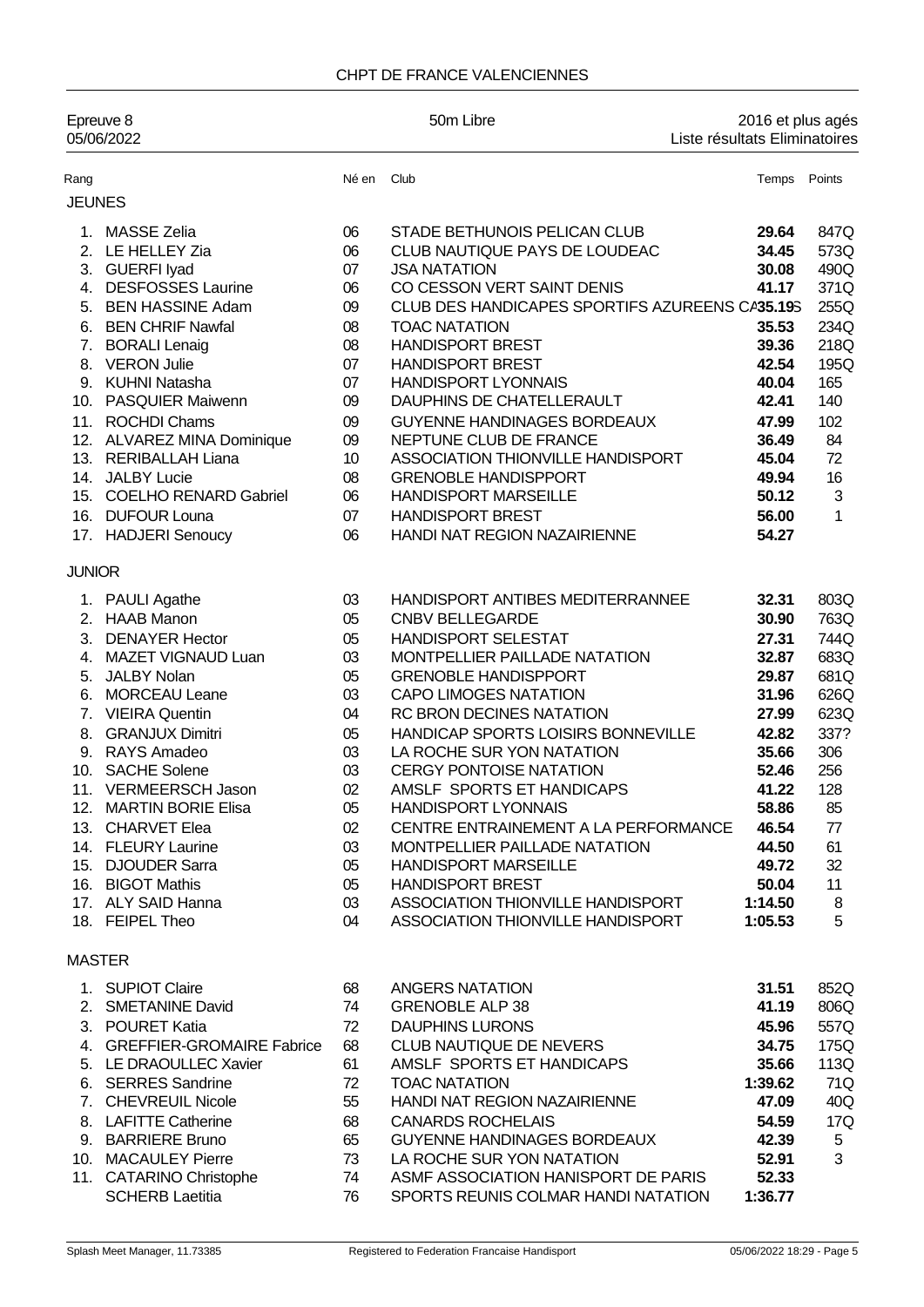# CHPT DE FRANCE VALENCIENNES

Epreuve 8 — 50m Libre — 2016 et plus agés

05/06/2022 — Liste résultats Eliminatoires

| Rang | | Né en | Club | Temps | Points |
|---|---|---|---|---|---|
| **JEUNES** | | | | | |
| 1. | MASSE Zelia | 06 | STADE BETHUNOIS PELICAN CLUB | **29.64** | 847Q |
| 2. | LE HELLEY Zia | 06 | CLUB NAUTIQUE PAYS DE LOUDEAC | **34.45** | 573Q |
| 3. | GUERFI Iyad | 07 | JSA NATATION | **30.08** | 490Q |
| 4. | DESFOSSES Laurine | 06 | CO CESSON VERT SAINT DENIS | **41.17** | 371Q |
| 5. | BEN HASSINE Adam | 09 | CLUB DES HANDICAPES SPORTIFS AZUREENS CA | **35.19S** | 255Q |
| 6. | BEN CHRIF Nawfal | 08 | TOAC NATATION | **35.53** | 234Q |
| 7. | BORALI Lenaig | 08 | HANDISPORT BREST | **39.36** | 218Q |
| 8. | VERON Julie | 07 | HANDISPORT BREST | **42.54** | 195Q |
| 9. | KUHNI Natasha | 07 | HANDISPORT LYONNAIS | **40.04** | 165 |
| 10. | PASQUIER Maiwenn | 09 | DAUPHINS DE CHATELLERAULT | **42.41** | 140 |
| 11. | ROCHDI Chams | 09 | GUYENNE HANDINAGES BORDEAUX | **47.99** | 102 |
| 12. | ALVAREZ MINA Dominique | 09 | NEPTUNE CLUB DE FRANCE | **36.49** | 84 |
| 13. | RERIBALLAH Liana | 10 | ASSOCIATION THIONVILLE HANDISPORT | **45.04** | 72 |
| 14. | JALBY Lucie | 08 | GRENOBLE HANDISPPORT | **49.94** | 16 |
| 15. | COELHO RENARD Gabriel | 06 | HANDISPORT MARSEILLE | **50.12** | 3 |
| 16. | DUFOUR Louna | 07 | HANDISPORT BREST | **56.00** | 1 |
| 17. | HADJERI Senoucy | 06 | HANDI NAT REGION NAZAIRIENNE | **54.27** | |
| **JUNIOR** | | | | | |
| 1. | PAULI Agathe | 03 | HANDISPORT ANTIBES MEDITERRANNEE | **32.31** | 803Q |
| 2. | HAAB Manon | 05 | CNBV BELLEGARDE | **30.90** | 763Q |
| 3. | DENAYER Hector | 05 | HANDISPORT SELESTAT | **27.31** | 744Q |
| 4. | MAZET VIGNAUD Luan | 03 | MONTPELLIER PAILLADE NATATION | **32.87** | 683Q |
| 5. | JALBY Nolan | 05 | GRENOBLE HANDISPPORT | **29.87** | 681Q |
| 6. | MORCEAU Leane | 03 | CAPO LIMOGES NATATION | **31.96** | 626Q |
| 7. | VIEIRA Quentin | 04 | RC BRON DECINES NATATION | **27.99** | 623Q |
| 8. | GRANJUX Dimitri | 05 | HANDICAP SPORTS LOISIRS BONNEVILLE | **42.82** | 337? |
| 9. | RAYS Amadeo | 03 | LA ROCHE SUR YON NATATION | **35.66** | 306 |
| 10. | SACHE Solene | 03 | CERGY PONTOISE NATATION | **52.46** | 256 |
| 11. | VERMEERSCH Jason | 02 | AMSLF SPORTS ET HANDICAPS | **41.22** | 128 |
| 12. | MARTIN BORIE Elisa | 05 | HANDISPORT LYONNAIS | **58.86** | 85 |
| 13. | CHARVET Elea | 02 | CENTRE ENTRAINEMENT A LA PERFORMANCE | **46.54** | 77 |
| 14. | FLEURY Laurine | 03 | MONTPELLIER PAILLADE NATATION | **44.50** | 61 |
| 15. | DJOUDER Sarra | 05 | HANDISPORT MARSEILLE | **49.72** | 32 |
| 16. | BIGOT Mathis | 05 | HANDISPORT BREST | **50.04** | 11 |
| 17. | ALY SAID Hanna | 03 | ASSOCIATION THIONVILLE HANDISPORT | **1:14.50** | 8 |
| 18. | FEIPEL Theo | 04 | ASSOCIATION THIONVILLE HANDISPORT | **1:05.53** | 5 |
| **MASTER** | | | | | |
| 1. | SUPIOT Claire | 68 | ANGERS NATATION | **31.51** | 852Q |
| 2. | SMETANINE David | 74 | GRENOBLE ALP 38 | **41.19** | 806Q |
| 3. | POURET Katia | 72 | DAUPHINS LURONS | **45.96** | 557Q |
| 4. | GREFFIER-GROMAIRE Fabrice | 68 | CLUB NAUTIQUE DE NEVERS | **34.75** | 175Q |
| 5. | LE DRAOULLEC Xavier | 61 | AMSLF SPORTS ET HANDICAPS | **35.66** | 113Q |
| 6. | SERRES Sandrine | 72 | TOAC NATATION | **1:39.62** | 71Q |
| 7. | CHEVREUIL Nicole | 55 | HANDI NAT REGION NAZAIRIENNE | **47.09** | 40Q |
| 8. | LAFITTE Catherine | 68 | CANARDS ROCHELAIS | **54.59** | 17Q |
| 9. | BARRIERE Bruno | 65 | GUYENNE HANDINAGES BORDEAUX | **42.39** | 5 |
| 10. | MACAULEY Pierre | 73 | LA ROCHE SUR YON NATATION | **52.91** | 3 |
| 11. | CATARINO Christophe | 74 | ASMF ASSOCIATION HANISPORT DE PARIS | **52.33** | |
| | SCHERB Laetitia | 76 | SPORTS REUNIS COLMAR HANDI NATATION | **1:36.77** | |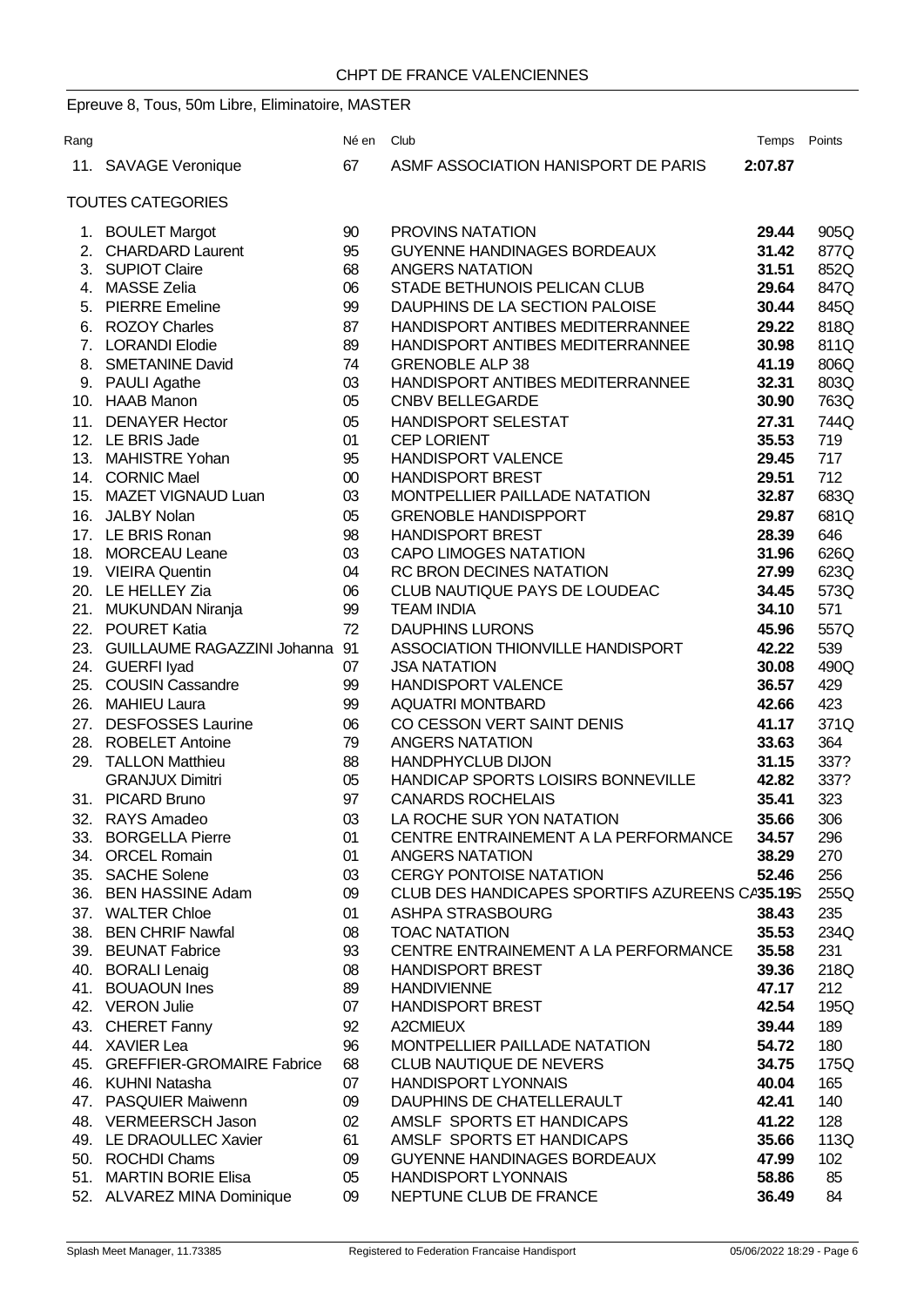CHPT DE FRANCE VALENCIENNES

Epreuve 8, Tous, 50m Libre, Eliminatoire, MASTER

| Rang | | Né en | Club | Temps | Points |
|---|---|---|---|---|---|
| 11. | SAVAGE Veronique | 67 | ASMF ASSOCIATION HANISPORT DE PARIS | 2:07.87 | |

TOUTES CATEGORIES

| Rang | | Né en | Club | Temps | Points |
|---|---|---|---|---|---|
| 1. | BOULET Margot | 90 | PROVINS NATATION | 29.44 | 905Q |
| 2. | CHARDARD Laurent | 95 | GUYENNE HANDINAGES BORDEAUX | 31.42 | 877Q |
| 3. | SUPIOT Claire | 68 | ANGERS NATATION | 31.51 | 852Q |
| 4. | MASSE Zelia | 06 | STADE BETHUNOIS PELICAN CLUB | 29.64 | 847Q |
| 5. | PIERRE Emeline | 99 | DAUPHINS DE LA SECTION PALOISE | 30.44 | 845Q |
| 6. | ROZOY Charles | 87 | HANDISPORT ANTIBES MEDITERRANNEE | 29.22 | 818Q |
| 7. | LORANDI Elodie | 89 | HANDISPORT ANTIBES MEDITERRANNEE | 30.98 | 811Q |
| 8. | SMETANINE David | 74 | GRENOBLE ALP 38 | 41.19 | 806Q |
| 9. | PAULI Agathe | 03 | HANDISPORT ANTIBES MEDITERRANNEE | 32.31 | 803Q |
| 10. | HAAB Manon | 05 | CNBV BELLEGARDE | 30.90 | 763Q |
| 11. | DENAYER Hector | 05 | HANDISPORT SELESTAT | 27.31 | 744Q |
| 12. | LE BRIS Jade | 01 | CEP LORIENT | 35.53 | 719 |
| 13. | MAHISTRE Yohan | 95 | HANDISPORT VALENCE | 29.45 | 717 |
| 14. | CORNIC Mael | 00 | HANDISPORT BREST | 29.51 | 712 |
| 15. | MAZET VIGNAUD Luan | 03 | MONTPELLIER PAILLADE NATATION | 32.87 | 683Q |
| 16. | JALBY Nolan | 05 | GRENOBLE HANDISPPORT | 29.87 | 681Q |
| 17. | LE BRIS Ronan | 98 | HANDISPORT BREST | 28.39 | 646 |
| 18. | MORCEAU Leane | 03 | CAPO LIMOGES NATATION | 31.96 | 626Q |
| 19. | VIEIRA Quentin | 04 | RC BRON DECINES NATATION | 27.99 | 623Q |
| 20. | LE HELLEY Zia | 06 | CLUB NAUTIQUE PAYS DE LOUDEAC | 34.45 | 573Q |
| 21. | MUKUNDAN Niranja | 99 | TEAM INDIA | 34.10 | 571 |
| 22. | POURET Katia | 72 | DAUPHINS LURONS | 45.96 | 557Q |
| 23. | GUILLAUME RAGAZZINI Johanna | 91 | ASSOCIATION THIONVILLE HANDISPORT | 42.22 | 539 |
| 24. | GUERFI Iyad | 07 | JSA NATATION | 30.08 | 490Q |
| 25. | COUSIN Cassandre | 99 | HANDISPORT VALENCE | 36.57 | 429 |
| 26. | MAHIEU Laura | 99 | AQUATRI MONTBARD | 42.66 | 423 |
| 27. | DESFOSSES Laurine | 06 | CO CESSON VERT SAINT DENIS | 41.17 | 371Q |
| 28. | ROBELET Antoine | 79 | ANGERS NATATION | 33.63 | 364 |
| 29. | TALLON Matthieu | 88 | HANDPHYCLUB DIJON | 31.15 | 337? |
| | GRANJUX Dimitri | 05 | HANDICAP SPORTS LOISIRS BONNEVILLE | 42.82 | 337? |
| 31. | PICARD Bruno | 97 | CANARDS ROCHELAIS | 35.41 | 323 |
| 32. | RAYS Amadeo | 03 | LA ROCHE SUR YON NATATION | 35.66 | 306 |
| 33. | BORGELLA Pierre | 01 | CENTRE ENTRAINEMENT A LA PERFORMANCE | 34.57 | 296 |
| 34. | ORCEL Romain | 01 | ANGERS NATATION | 38.29 | 270 |
| 35. | SACHE Solene | 03 | CERGY PONTOISE NATATION | 52.46 | 256 |
| 36. | BEN HASSINE Adam | 09 | CLUB DES HANDICAPES SPORTIFS AZUREENS CA | 35.19S | 255Q |
| 37. | WALTER Chloe | 01 | ASHPA STRASBOURG | 38.43 | 235 |
| 38. | BEN CHRIF Nawfal | 08 | TOAC NATATION | 35.53 | 234Q |
| 39. | BEUNAT Fabrice | 93 | CENTRE ENTRAINEMENT A LA PERFORMANCE | 35.58 | 231 |
| 40. | BORALI Lenaig | 08 | HANDISPORT BREST | 39.36 | 218Q |
| 41. | BOUAOUN Ines | 89 | HANDIVIENNE | 47.17 | 212 |
| 42. | VERON Julie | 07 | HANDISPORT BREST | 42.54 | 195Q |
| 43. | CHERET Fanny | 92 | A2CMIEUX | 39.44 | 189 |
| 44. | XAVIER Lea | 96 | MONTPELLIER PAILLADE NATATION | 54.72 | 180 |
| 45. | GREFFIER-GROMAIRE Fabrice | 68 | CLUB NAUTIQUE DE NEVERS | 34.75 | 175Q |
| 46. | KUHNI Natasha | 07 | HANDISPORT LYONNAIS | 40.04 | 165 |
| 47. | PASQUIER Maiwenn | 09 | DAUPHINS DE CHATELLERAULT | 42.41 | 140 |
| 48. | VERMEERSCH Jason | 02 | AMSLF SPORTS ET HANDICAPS | 41.22 | 128 |
| 49. | LE DRAOULLEC Xavier | 61 | AMSLF SPORTS ET HANDICAPS | 35.66 | 113Q |
| 50. | ROCHDI Chams | 09 | GUYENNE HANDINAGES BORDEAUX | 47.99 | 102 |
| 51. | MARTIN BORIE Elisa | 05 | HANDISPORT LYONNAIS | 58.86 | 85 |
| 52. | ALVAREZ MINA Dominique | 09 | NEPTUNE CLUB DE FRANCE | 36.49 | 84 |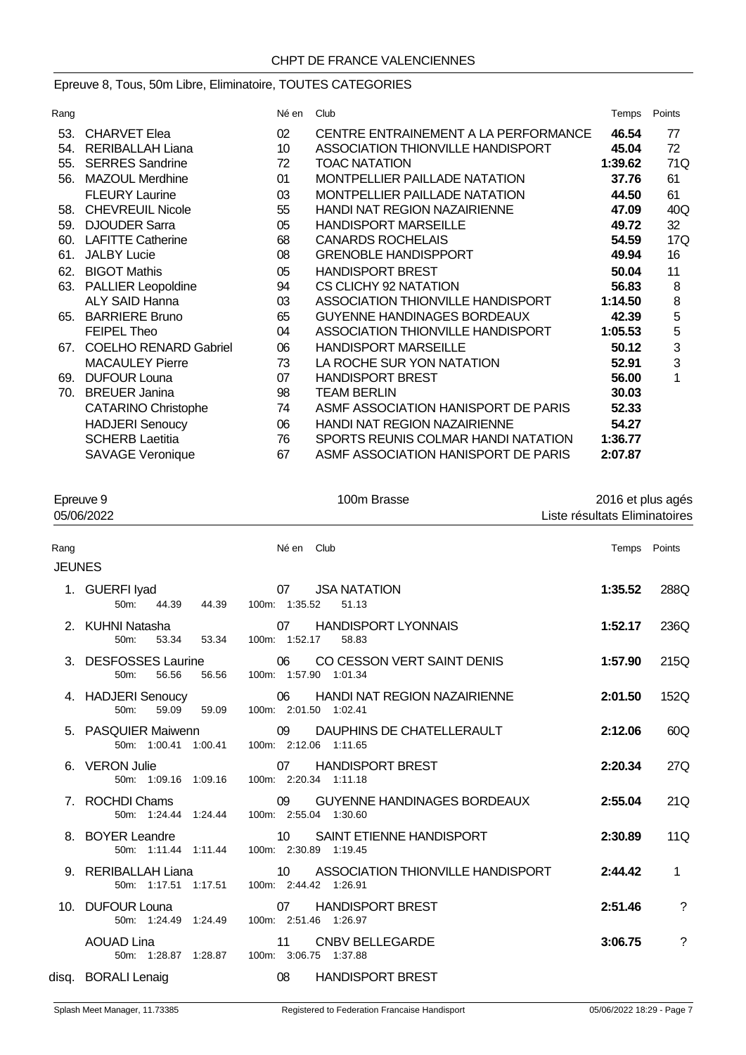CHPT DE FRANCE VALENCIENNES

## Epreuve 8, Tous, 50m Libre, Eliminatoire, TOUTES CATEGORIES

| Rang | | Né en | Club | Temps | Points |
|---|---|---|---|---|---|
| 53. | CHARVET Elea | 02 | CENTRE ENTRAINEMENT A LA PERFORMANCE | **46.54** | 77 |
| 54. | RERIBALLAH Liana | 10 | ASSOCIATION THIONVILLE HANDISPORT | **45.04** | 72 |
| 55. | SERRES Sandrine | 72 | TOAC NATATION | **1:39.62** | 71Q |
| 56. | MAZOUL Merdhine | 01 | MONTPELLIER PAILLADE NATATION | **37.76** | 61 |
| | FLEURY Laurine | 03 | MONTPELLIER PAILLADE NATATION | **44.50** | 61 |
| 58. | CHEVREUIL Nicole | 55 | HANDI NAT REGION NAZAIRIENNE | **47.09** | 40Q |
| 59. | DJOUDER Sarra | 05 | HANDISPORT MARSEILLE | **49.72** | 32 |
| 60. | LAFITTE Catherine | 68 | CANARDS ROCHELAIS | **54.59** | 17Q |
| 61. | JALBY Lucie | 08 | GRENOBLE HANDISPPORT | **49.94** | 16 |
| 62. | BIGOT Mathis | 05 | HANDISPORT BREST | **50.04** | 11 |
| 63. | PALLIER Leopoldine | 94 | CS CLICHY 92 NATATION | **56.83** | 8 |
| | ALY SAID Hanna | 03 | ASSOCIATION THIONVILLE HANDISPORT | **1:14.50** | 8 |
| 65. | BARRIERE Bruno | 65 | GUYENNE HANDINAGES BORDEAUX | **42.39** | 5 |
| | FEIPEL Theo | 04 | ASSOCIATION THIONVILLE HANDISPORT | **1:05.53** | 5 |
| 67. | COELHO RENARD Gabriel | 06 | HANDISPORT MARSEILLE | **50.12** | 3 |
| | MACAULEY Pierre | 73 | LA ROCHE SUR YON NATATION | **52.91** | 3 |
| 69. | DUFOUR Louna | 07 | HANDISPORT BREST | **56.00** | 1 |
| 70. | BREUER Janina | 98 | TEAM BERLIN | **30.03** | |
| | CATARINO Christophe | 74 | ASMF ASSOCIATION HANISPORT DE PARIS | **52.33** | |
| | HADJERI Senoucy | 06 | HANDI NAT REGION NAZAIRIENNE | **54.27** | |
| | SCHERB Laetitia | 76 | SPORTS REUNIS COLMAR HANDI NATATION | **1:36.77** | |
| | SAVAGE Veronique | 67 | ASMF ASSOCIATION HANISPORT DE PARIS | **2:07.87** | |

## Epreuve 9 — 100m Brasse — 2016 et plus agés

05/06/2022 — Liste résultats Eliminatoires

**JEUNES**

| Rang | | Né en | Club | Temps | Points |
|---|---|---|---|---|---|
| 1. | GUERFI Iyad | 07 | JSA NATATION | **1:35.52** | 288Q |
| | 50m: 44.39 44.39 | | 100m: 1:35.52 51.13 | | |
| 2. | KUHNI Natasha | 07 | HANDISPORT LYONNAIS | **1:52.17** | 236Q |
| | 50m: 53.34 53.34 | | 100m: 1:52.17 58.83 | | |
| 3. | DESFOSSES Laurine | 06 | CO CESSON VERT SAINT DENIS | **1:57.90** | 215Q |
| | 50m: 56.56 56.56 | | 100m: 1:57.90 1:01.34 | | |
| 4. | HADJERI Senoucy | 06 | HANDI NAT REGION NAZAIRIENNE | **2:01.50** | 152Q |
| | 50m: 59.09 59.09 | | 100m: 2:01.50 1:02.41 | | |
| 5. | PASQUIER Maiwenn | 09 | DAUPHINS DE CHATELLERAULT | **2:12.06** | 60Q |
| | 50m: 1:00.41 1:00.41 | | 100m: 2:12.06 1:11.65 | | |
| 6. | VERON Julie | 07 | HANDISPORT BREST | **2:20.34** | 27Q |
| | 50m: 1:09.16 1:09.16 | | 100m: 2:20.34 1:11.18 | | |
| 7. | ROCHDI Chams | 09 | GUYENNE HANDINAGES BORDEAUX | **2:55.04** | 21Q |
| | 50m: 1:24.44 1:24.44 | | 100m: 2:55.04 1:30.60 | | |
| 8. | BOYER Leandre | 10 | SAINT ETIENNE HANDISPORT | **2:30.89** | 11Q |
| | 50m: 1:11.44 1:11.44 | | 100m: 2:30.89 1:19.45 | | |
| 9. | RERIBALLAH Liana | 10 | ASSOCIATION THIONVILLE HANDISPORT | **2:44.42** | 1 |
| | 50m: 1:17.51 1:17.51 | | 100m: 2:44.42 1:26.91 | | |
| 10. | DUFOUR Louna | 07 | HANDISPORT BREST | **2:51.46** | ? |
| | 50m: 1:24.49 1:24.49 | | 100m: 2:51.46 1:26.97 | | |
| | AOUAD Lina | 11 | CNBV BELLEGARDE | **3:06.75** | ? |
| | 50m: 1:28.87 1:28.87 | | 100m: 3:06.75 1:37.88 | | |
| disq. | BORALI Lenaig | 08 | HANDISPORT BREST | | |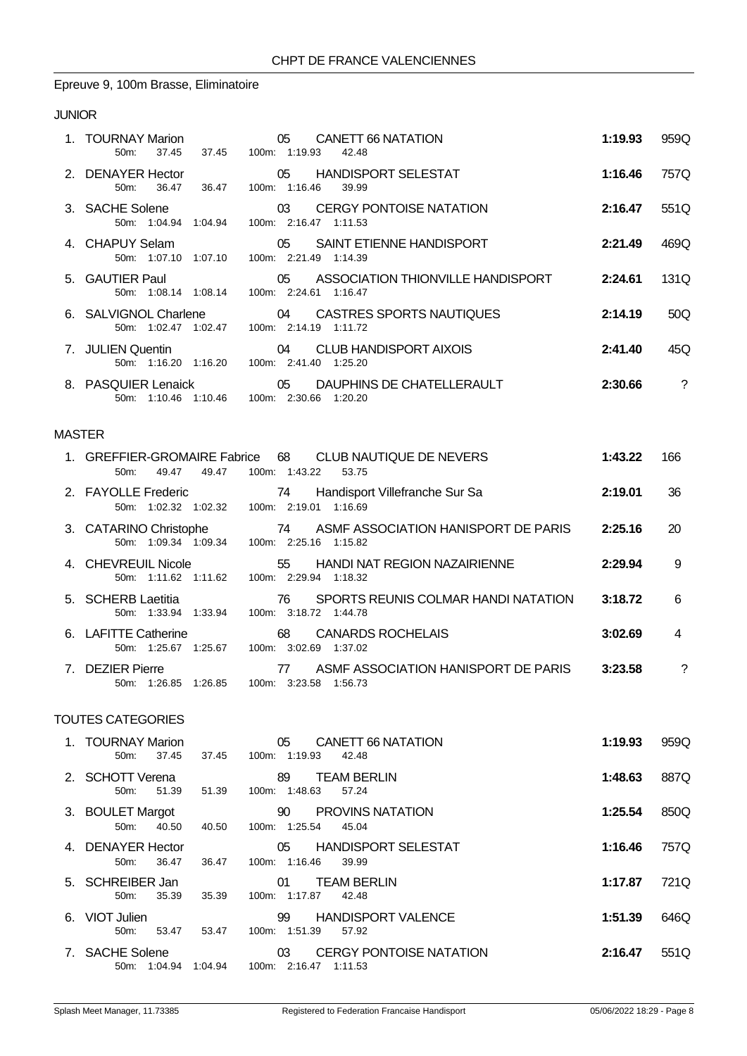## CHPT DE FRANCE VALENCIENNES

### Epreuve 9, 100m Brasse, Eliminatoire

#### JUNIOR

| Rang | Nom | Année | Club | Temps | Points |
|---|---|---|---|---|---|
| 1. | TOURNAY Marion | 05 | CANETT 66 NATATION | **1:19.93** | 959Q |
| | 50m: 37.45 37.45 | | 100m: 1:19.93 42.48 | | |
| 2. | DENAYER Hector | 05 | HANDISPORT SELESTAT | **1:16.46** | 757Q |
| | 50m: 36.47 36.47 | | 100m: 1:16.46 39.99 | | |
| 3. | SACHE Solene | 03 | CERGY PONTOISE NATATION | **2:16.47** | 551Q |
| | 50m: 1:04.94 1:04.94 | | 100m: 2:16.47 1:11.53 | | |
| 4. | CHAPUY Selam | 05 | SAINT ETIENNE HANDISPORT | **2:21.49** | 469Q |
| | 50m: 1:07.10 1:07.10 | | 100m: 2:21.49 1:14.39 | | |
| 5. | GAUTIER Paul | 05 | ASSOCIATION THIONVILLE HANDISPORT | **2:24.61** | 131Q |
| | 50m: 1:08.14 1:08.14 | | 100m: 2:24.61 1:16.47 | | |
| 6. | SALVIGNOL Charlene | 04 | CASTRES SPORTS NAUTIQUES | **2:14.19** | 50Q |
| | 50m: 1:02.47 1:02.47 | | 100m: 2:14.19 1:11.72 | | |
| 7. | JULIEN Quentin | 04 | CLUB HANDISPORT AIXOIS | **2:41.40** | 45Q |
| | 50m: 1:16.20 1:16.20 | | 100m: 2:41.40 1:25.20 | | |
| 8. | PASQUIER Lenaick | 05 | DAUPHINS DE CHATELLERAULT | **2:30.66** | ? |
| | 50m: 1:10.46 1:10.46 | | 100m: 2:30.66 1:20.20 | | |

#### MASTER

| Rang | Nom | Année | Club | Temps | Points |
|---|---|---|---|---|---|
| 1. | GREFFIER-GROMAIRE Fabrice | 68 | CLUB NAUTIQUE DE NEVERS | **1:43.22** | 166 |
| | 50m: 49.47 49.47 | | 100m: 1:43.22 53.75 | | |
| 2. | FAYOLLE Frederic | 74 | Handisport Villefranche Sur Sa | **2:19.01** | 36 |
| | 50m: 1:02.32 1:02.32 | | 100m: 2:19.01 1:16.69 | | |
| 3. | CATARINO Christophe | 74 | ASMF ASSOCIATION HANISPORT DE PARIS | **2:25.16** | 20 |
| | 50m: 1:09.34 1:09.34 | | 100m: 2:25.16 1:15.82 | | |
| 4. | CHEVREUIL Nicole | 55 | HANDI NAT REGION NAZAIRIENNE | **2:29.94** | 9 |
| | 50m: 1:11.62 1:11.62 | | 100m: 2:29.94 1:18.32 | | |
| 5. | SCHERB Laetitia | 76 | SPORTS REUNIS COLMAR HANDI NATATION | **3:18.72** | 6 |
| | 50m: 1:33.94 1:33.94 | | 100m: 3:18.72 1:44.78 | | |
| 6. | LAFITTE Catherine | 68 | CANARDS ROCHELAIS | **3:02.69** | 4 |
| | 50m: 1:25.67 1:25.67 | | 100m: 3:02.69 1:37.02 | | |
| 7. | DEZIER Pierre | 77 | ASMF ASSOCIATION HANISPORT DE PARIS | **3:23.58** | ? |
| | 50m: 1:26.85 1:26.85 | | 100m: 3:23.58 1:56.73 | | |

#### TOUTES CATEGORIES

| Rang | Nom | Année | Club | Temps | Points |
|---|---|---|---|---|---|
| 1. | TOURNAY Marion | 05 | CANETT 66 NATATION | **1:19.93** | 959Q |
| | 50m: 37.45 37.45 | | 100m: 1:19.93 42.48 | | |
| 2. | SCHOTT Verena | 89 | TEAM BERLIN | **1:48.63** | 887Q |
| | 50m: 51.39 51.39 | | 100m: 1:48.63 57.24 | | |
| 3. | BOULET Margot | 90 | PROVINS NATATION | **1:25.54** | 850Q |
| | 50m: 40.50 40.50 | | 100m: 1:25.54 45.04 | | |
| 4. | DENAYER Hector | 05 | HANDISPORT SELESTAT | **1:16.46** | 757Q |
| | 50m: 36.47 36.47 | | 100m: 1:16.46 39.99 | | |
| 5. | SCHREIBER Jan | 01 | TEAM BERLIN | **1:17.87** | 721Q |
| | 50m: 35.39 35.39 | | 100m: 1:17.87 42.48 | | |
| 6. | VIOT Julien | 99 | HANDISPORT VALENCE | **1:51.39** | 646Q |
| | 50m: 53.47 53.47 | | 100m: 1:51.39 57.92 | | |
| 7. | SACHE Solene | 03 | CERGY PONTOISE NATATION | **2:16.47** | 551Q |
| | 50m: 1:04.94 1:04.94 | | 100m: 2:16.47 1:11.53 | | |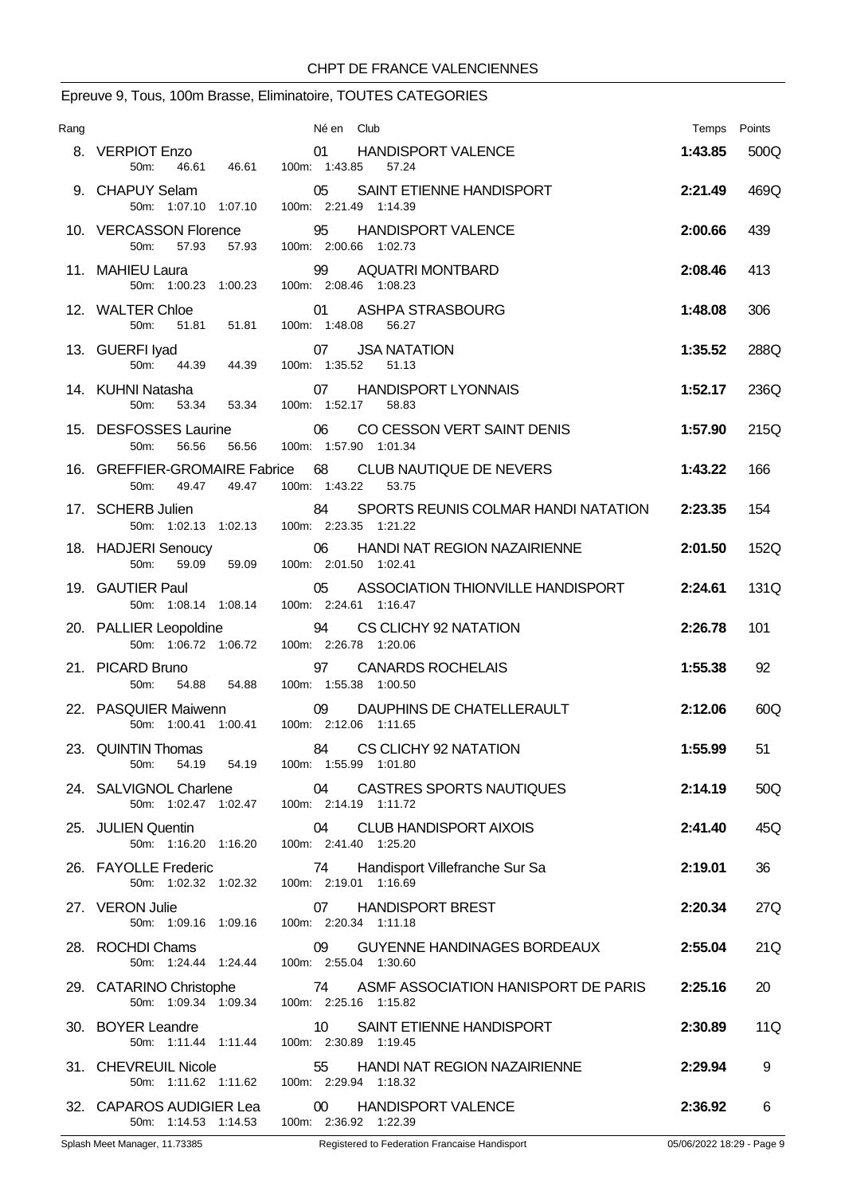CHPT DE FRANCE VALENCIENNES

## Epreuve 9, Tous, 100m Brasse, Eliminatoire, TOUTES CATEGORIES

| Rang | | Né en | Club | Temps | Points |
|---|---|---|---|---|---|
| 8. | VERPIOT Enzo | 01 | HANDISPORT VALENCE | 1:43.85 | 500Q |
| | 50m: 46.61 46.61 100m: 1:43.85 57.24 | | | | |
| 9. | CHAPUY Selam | 05 | SAINT ETIENNE HANDISPORT | 2:21.49 | 469Q |
| | 50m: 1:07.10 1:07.10 100m: 2:21.49 1:14.39 | | | | |
| 10. | VERCASSON Florence | 95 | HANDISPORT VALENCE | 2:00.66 | 439 |
| | 50m: 57.93 57.93 100m: 2:00.66 1:02.73 | | | | |
| 11. | MAHIEU Laura | 99 | AQUATRI MONTBARD | 2:08.46 | 413 |
| | 50m: 1:00.23 1:00.23 100m: 2:08.46 1:08.23 | | | | |
| 12. | WALTER Chloe | 01 | ASHPA STRASBOURG | 1:48.08 | 306 |
| | 50m: 51.81 51.81 100m: 1:48.08 56.27 | | | | |
| 13. | GUERFI Iyad | 07 | JSA NATATION | 1:35.52 | 288Q |
| | 50m: 44.39 44.39 100m: 1:35.52 51.13 | | | | |
| 14. | KUHNI Natasha | 07 | HANDISPORT LYONNAIS | 1:52.17 | 236Q |
| | 50m: 53.34 53.34 100m: 1:52.17 58.83 | | | | |
| 15. | DESFOSSES Laurine | 06 | CO CESSON VERT SAINT DENIS | 1:57.90 | 215Q |
| | 50m: 56.56 56.56 100m: 1:57.90 1:01.34 | | | | |
| 16. | GREFFIER-GROMAIRE Fabrice | 68 | CLUB NAUTIQUE DE NEVERS | 1:43.22 | 166 |
| | 50m: 49.47 49.47 100m: 1:43.22 53.75 | | | | |
| 17. | SCHERB Julien | 84 | SPORTS REUNIS COLMAR HANDI NATATION | 2:23.35 | 154 |
| | 50m: 1:02.13 1:02.13 100m: 2:23.35 1:21.22 | | | | |
| 18. | HADJERI Senoucy | 06 | HANDI NAT REGION NAZAIRIENNE | 2:01.50 | 152Q |
| | 50m: 59.09 59.09 100m: 2:01.50 1:02.41 | | | | |
| 19. | GAUTIER Paul | 05 | ASSOCIATION THIONVILLE HANDISPORT | 2:24.61 | 131Q |
| | 50m: 1:08.14 1:08.14 100m: 2:24.61 1:16.47 | | | | |
| 20. | PALLIER Leopoldine | 94 | CS CLICHY 92 NATATION | 2:26.78 | 101 |
| | 50m: 1:06.72 1:06.72 100m: 2:26.78 1:20.06 | | | | |
| 21. | PICARD Bruno | 97 | CANARDS ROCHELAIS | 1:55.38 | 92 |
| | 50m: 54.88 54.88 100m: 1:55.38 1:00.50 | | | | |
| 22. | PASQUIER Maiwenn | 09 | DAUPHINS DE CHATELLERAULT | 2:12.06 | 60Q |
| | 50m: 1:00.41 1:00.41 100m: 2:12.06 1:11.65 | | | | |
| 23. | QUINTIN Thomas | 84 | CS CLICHY 92 NATATION | 1:55.99 | 51 |
| | 50m: 54.19 54.19 100m: 1:55.99 1:01.80 | | | | |
| 24. | SALVIGNOL Charlene | 04 | CASTRES SPORTS NAUTIQUES | 2:14.19 | 50Q |
| | 50m: 1:02.47 1:02.47 100m: 2:14.19 1:11.72 | | | | |
| 25. | JULIEN Quentin | 04 | CLUB HANDISPORT AIXOIS | 2:41.40 | 45Q |
| | 50m: 1:16.20 1:16.20 100m: 2:41.40 1:25.20 | | | | |
| 26. | FAYOLLE Frederic | 74 | Handisport Villefranche Sur Sa | 2:19.01 | 36 |
| | 50m: 1:02.32 1:02.32 100m: 2:19.01 1:16.69 | | | | |
| 27. | VERON Julie | 07 | HANDISPORT BREST | 2:20.34 | 27Q |
| | 50m: 1:09.16 1:09.16 100m: 2:20.34 1:11.18 | | | | |
| 28. | ROCHDI Chams | 09 | GUYENNE HANDINAGES BORDEAUX | 2:55.04 | 21Q |
| | 50m: 1:24.44 1:24.44 100m: 2:55.04 1:30.60 | | | | |
| 29. | CATARINO Christophe | 74 | ASMF ASSOCIATION HANISPORT DE PARIS | 2:25.16 | 20 |
| | 50m: 1:09.34 1:09.34 100m: 2:25.16 1:15.82 | | | | |
| 30. | BOYER Leandre | 10 | SAINT ETIENNE HANDISPORT | 2:30.89 | 11Q |
| | 50m: 1:11.44 1:11.44 100m: 2:30.89 1:19.45 | | | | |
| 31. | CHEVREUIL Nicole | 55 | HANDI NAT REGION NAZAIRIENNE | 2:29.94 | 9 |
| | 50m: 1:11.62 1:11.62 100m: 2:29.94 1:18.32 | | | | |
| 32. | CAPAROS AUDIGIER Lea | 00 | HANDISPORT VALENCE | 2:36.92 | 6 |
| | 50m: 1:14.53 1:14.53 100m: 2:36.92 1:22.39 | | | | |

Splash Meet Manager, 11.73385 — Registered to Federation Francaise Handisport — 05/06/2022 18:29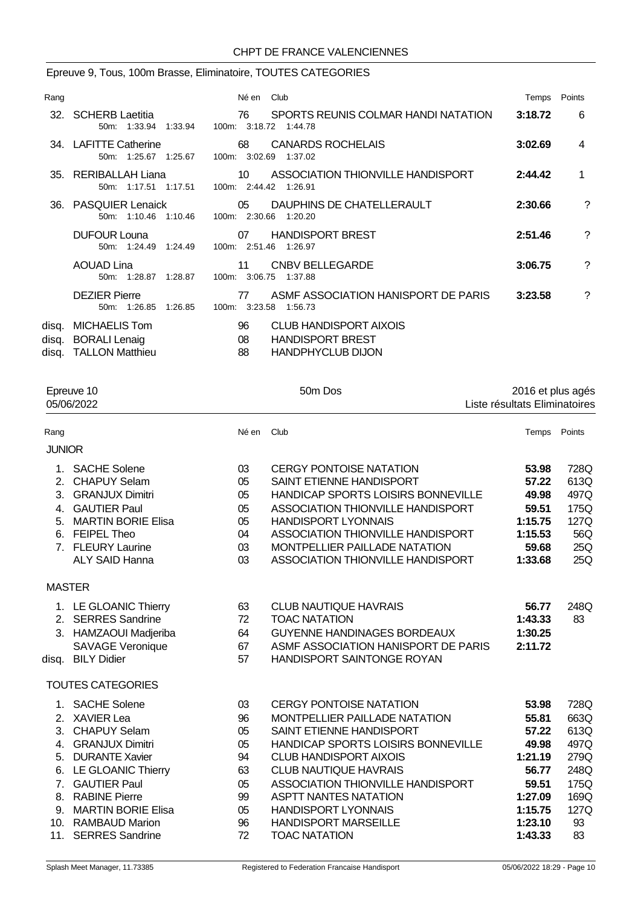CHPT DE FRANCE VALENCIENNES

## Epreuve 9, Tous, 100m Brasse, Eliminatoire, TOUTES CATEGORIES

| Rang | | Né en | Club | Temps | Points |
|---|---|---|---|---|---|
| 32. | SCHERB Laetitia | 76 | SPORTS REUNIS COLMAR HANDI NATATION | **3:18.72** | 6 |
| | 50m: 1:33.94 1:33.94 | | 100m: 3:18.72 1:44.78 | | |
| 34. | LAFITTE Catherine | 68 | CANARDS ROCHELAIS | **3:02.69** | 4 |
| | 50m: 1:25.67 1:25.67 | | 100m: 3:02.69 1:37.02 | | |
| 35. | RERIBALLAH Liana | 10 | ASSOCIATION THIONVILLE HANDISPORT | **2:44.42** | 1 |
| | 50m: 1:17.51 1:17.51 | | 100m: 2:44.42 1:26.91 | | |
| 36. | PASQUIER Lenaick | 05 | DAUPHINS DE CHATELLERAULT | **2:30.66** | ? |
| | 50m: 1:10.46 1:10.46 | | 100m: 2:30.66 1:20.20 | | |
| | DUFOUR Louna | 07 | HANDISPORT BREST | **2:51.46** | ? |
| | 50m: 1:24.49 1:24.49 | | 100m: 2:51.46 1:26.97 | | |
| | AOUAD Lina | 11 | CNBV BELLEGARDE | **3:06.75** | ? |
| | 50m: 1:28.87 1:28.87 | | 100m: 3:06.75 1:37.88 | | |
| | DEZIER Pierre | 77 | ASMF ASSOCIATION HANISPORT DE PARIS | **3:23.58** | ? |
| | 50m: 1:26.85 1:26.85 | | 100m: 3:23.58 1:56.73 | | |
| disq. | MICHAELIS Tom | 96 | CLUB HANDISPORT AIXOIS | | |
| disq. | BORALI Lenaig | 08 | HANDISPORT BREST | | |
| disq. | TALLON Matthieu | 88 | HANDPHYCLUB DIJON | | |

## Epreuve 10 — 50m Dos — 2016 et plus agés

05/06/2022 — Liste résultats Eliminatoires

| Rang | | Né en | Club | Temps | Points |
|---|---|---|---|---|---|
| **JUNIOR** | | | | | |
| 1. | SACHE Solene | 03 | CERGY PONTOISE NATATION | **53.98** | 728Q |
| 2. | CHAPUY Selam | 05 | SAINT ETIENNE HANDISPORT | **57.22** | 613Q |
| 3. | GRANJUX Dimitri | 05 | HANDICAP SPORTS LOISIRS BONNEVILLE | **49.98** | 497Q |
| 4. | GAUTIER Paul | 05 | ASSOCIATION THIONVILLE HANDISPORT | **59.51** | 175Q |
| 5. | MARTIN BORIE Elisa | 05 | HANDISPORT LYONNAIS | **1:15.75** | 127Q |
| 6. | FEIPEL Theo | 04 | ASSOCIATION THIONVILLE HANDISPORT | **1:15.53** | 56Q |
| 7. | FLEURY Laurine | 03 | MONTPELLIER PAILLADE NATATION | **59.68** | 25Q |
| | ALY SAID Hanna | 03 | ASSOCIATION THIONVILLE HANDISPORT | **1:33.68** | 25Q |
| **MASTER** | | | | | |
| 1. | LE GLOANIC Thierry | 63 | CLUB NAUTIQUE HAVRAIS | **56.77** | 248Q |
| 2. | SERRES Sandrine | 72 | TOAC NATATION | **1:43.33** | 83 |
| 3. | HAMZAOUI Madjeriba | 64 | GUYENNE HANDINAGES BORDEAUX | **1:30.25** | |
| | SAVAGE Veronique | 67 | ASMF ASSOCIATION HANISPORT DE PARIS | **2:11.72** | |
| disq. | BILY Didier | 57 | HANDISPORT SAINTONGE ROYAN | | |
| **TOUTES CATEGORIES** | | | | | |
| 1. | SACHE Solene | 03 | CERGY PONTOISE NATATION | **53.98** | 728Q |
| 2. | XAVIER Lea | 96 | MONTPELLIER PAILLADE NATATION | **55.81** | 663Q |
| 3. | CHAPUY Selam | 05 | SAINT ETIENNE HANDISPORT | **57.22** | 613Q |
| 4. | GRANJUX Dimitri | 05 | HANDICAP SPORTS LOISIRS BONNEVILLE | **49.98** | 497Q |
| 5. | DURANTE Xavier | 94 | CLUB HANDISPORT AIXOIS | **1:21.19** | 279Q |
| 6. | LE GLOANIC Thierry | 63 | CLUB NAUTIQUE HAVRAIS | **56.77** | 248Q |
| 7. | GAUTIER Paul | 05 | ASSOCIATION THIONVILLE HANDISPORT | **59.51** | 175Q |
| 8. | RABINE Pierre | 99 | ASPTT NANTES NATATION | **1:27.09** | 169Q |
| 9. | MARTIN BORIE Elisa | 05 | HANDISPORT LYONNAIS | **1:15.75** | 127Q |
| 10. | RAMBAUD Marion | 96 | HANDISPORT MARSEILLE | **1:23.10** | 93 |
| 11. | SERRES Sandrine | 72 | TOAC NATATION | **1:43.33** | 83 |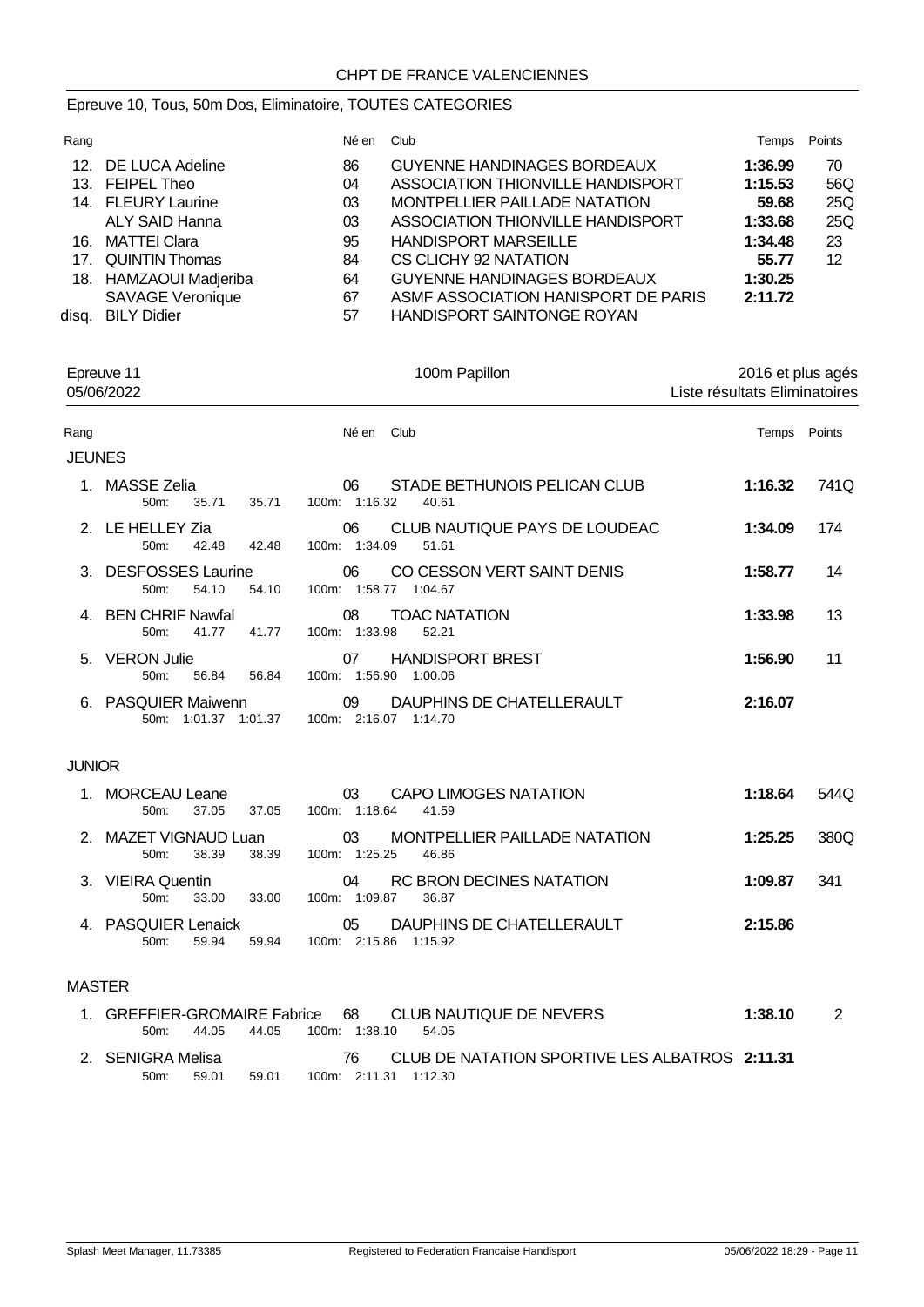CHPT DE FRANCE VALENCIENNES

## Epreuve 10, Tous, 50m Dos, Eliminatoire, TOUTES CATEGORIES

| Rang | | Né en | Club | Temps | Points |
|---|---|---|---|---|---|
| 12. | DE LUCA Adeline | 86 | GUYENNE HANDINAGES BORDEAUX | **1:36.99** | 70 |
| 13. | FEIPEL Theo | 04 | ASSOCIATION THIONVILLE HANDISPORT | **1:15.53** | 56Q |
| 14. | FLEURY Laurine | 03 | MONTPELLIER PAILLADE NATATION | **59.68** | 25Q |
| | ALY SAID Hanna | 03 | ASSOCIATION THIONVILLE HANDISPORT | **1:33.68** | 25Q |
| 16. | MATTEI Clara | 95 | HANDISPORT MARSEILLE | **1:34.48** | 23 |
| 17. | QUINTIN Thomas | 84 | CS CLICHY 92 NATATION | **55.77** | 12 |
| 18. | HAMZAOUI Madjeriba | 64 | GUYENNE HANDINAGES BORDEAUX | **1:30.25** | |
| | SAVAGE Veronique | 67 | ASMF ASSOCIATION HANISPORT DE PARIS | **2:11.72** | |
| disq. | BILY Didier | 57 | HANDISPORT SAINTONGE ROYAN | | |

## Epreuve 11 — 100m Papillon — 2016 et plus agés

05/06/2022 — Liste résultats Eliminatoires

| Rang | | Né en | Club | Temps | Points |
|---|---|---|---|---|---|
| **JEUNES** | | | | | |
| 1. | MASSE Zelia<br>50m: 35.71 35.71 | 06<br>100m: 1:16.32 40.61 | STADE BETHUNOIS PELICAN CLUB | **1:16.32** | 741Q |
| 2. | LE HELLEY Zia<br>50m: 42.48 42.48 | 06<br>100m: 1:34.09 51.61 | CLUB NAUTIQUE PAYS DE LOUDEAC | **1:34.09** | 174 |
| 3. | DESFOSSES Laurine<br>50m: 54.10 54.10 | 06<br>100m: 1:58.77 1:04.67 | CO CESSON VERT SAINT DENIS | **1:58.77** | 14 |
| 4. | BEN CHRIF Nawfal<br>50m: 41.77 41.77 | 08<br>100m: 1:33.98 52.21 | TOAC NATATION | **1:33.98** | 13 |
| 5. | VERON Julie<br>50m: 56.84 56.84 | 07<br>100m: 1:56.90 1:00.06 | HANDISPORT BREST | **1:56.90** | 11 |
| 6. | PASQUIER Maiwenn<br>50m: 1:01.37 1:01.37 | 09<br>100m: 2:16.07 1:14.70 | DAUPHINS DE CHATELLERAULT | **2:16.07** | |
| **JUNIOR** | | | | | |
| 1. | MORCEAU Leane<br>50m: 37.05 37.05 | 03<br>100m: 1:18.64 41.59 | CAPO LIMOGES NATATION | **1:18.64** | 544Q |
| 2. | MAZET VIGNAUD Luan<br>50m: 38.39 38.39 | 03<br>100m: 1:25.25 46.86 | MONTPELLIER PAILLADE NATATION | **1:25.25** | 380Q |
| 3. | VIEIRA Quentin<br>50m: 33.00 33.00 | 04<br>100m: 1:09.87 36.87 | RC BRON DECINES NATATION | **1:09.87** | 341 |
| 4. | PASQUIER Lenaick<br>50m: 59.94 59.94 | 05<br>100m: 2:15.86 1:15.92 | DAUPHINS DE CHATELLERAULT | **2:15.86** | |
| **MASTER** | | | | | |
| 1. | GREFFIER-GROMAIRE Fabrice<br>50m: 44.05 44.05 | 68<br>100m: 1:38.10 54.05 | CLUB NAUTIQUE DE NEVERS | **1:38.10** | 2 |
| 2. | SENIGRA Melisa<br>50m: 59.01 59.01 | 76<br>100m: 2:11.31 1:12.30 | CLUB DE NATATION SPORTIVE LES ALBATROS | **2:11.31** | |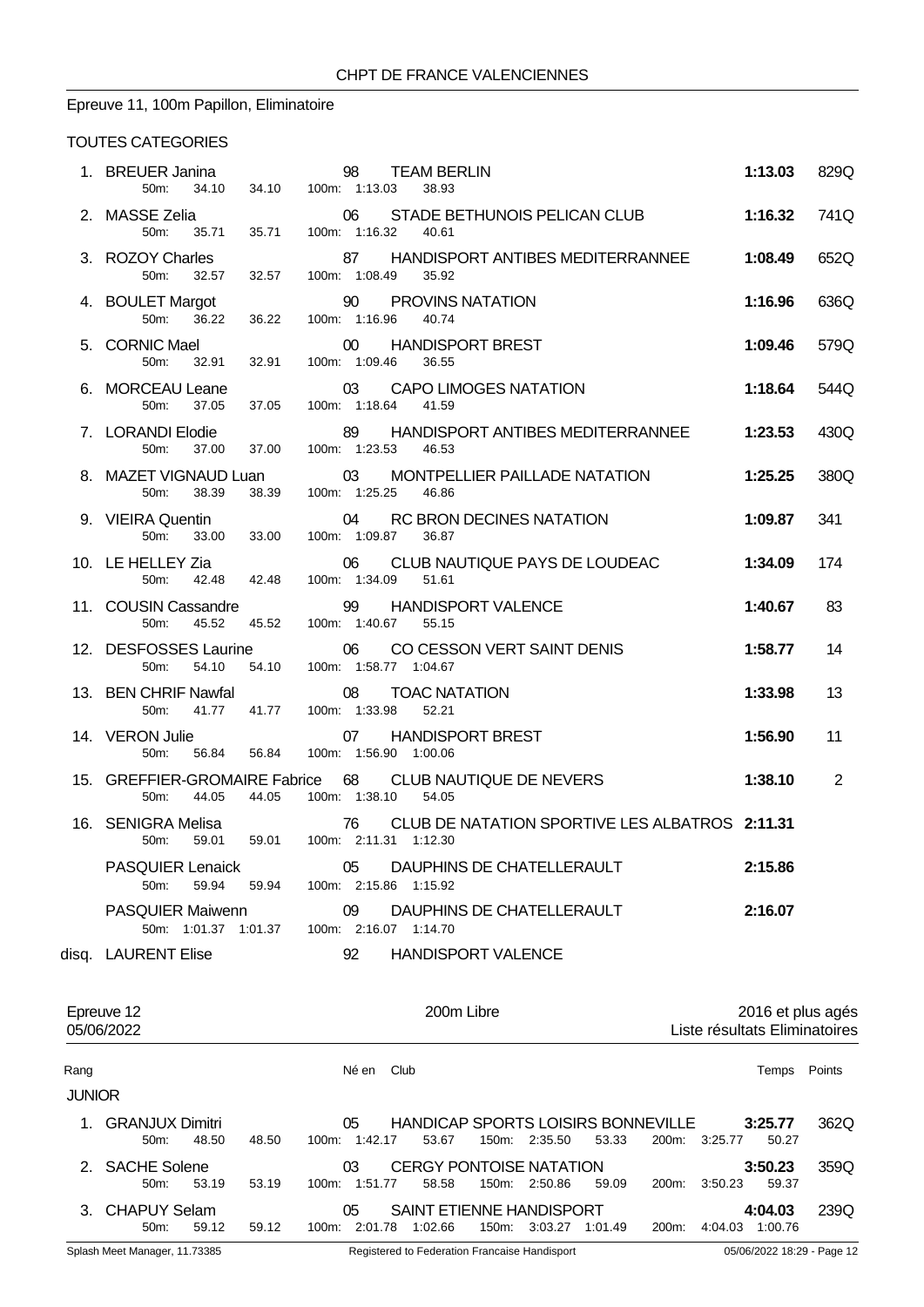## Epreuve 11, 100m Papillon, Eliminatoire

### TOUTES CATEGORIES

| Rang | Nom | Né en | Club | Temps | Points |
|---|---|---|---|---|---|
| 1. | BREUER Janina | 98 | TEAM BERLIN | 1:13.03 | 829Q |
| | 50m: 34.10 34.10 | | 100m: 1:13.03 38.93 | | |
| 2. | MASSE Zelia | 06 | STADE BETHUNOIS PELICAN CLUB | 1:16.32 | 741Q |
| | 50m: 35.71 35.71 | | 100m: 1:16.32 40.61 | | |
| 3. | ROZOY Charles | 87 | HANDISPORT ANTIBES MEDITERRANNEE | 1:08.49 | 652Q |
| | 50m: 32.57 32.57 | | 100m: 1:08.49 35.92 | | |
| 4. | BOULET Margot | 90 | PROVINS NATATION | 1:16.96 | 636Q |
| | 50m: 36.22 36.22 | | 100m: 1:16.96 40.74 | | |
| 5. | CORNIC Mael | 00 | HANDISPORT BREST | 1:09.46 | 579Q |
| | 50m: 32.91 32.91 | | 100m: 1:09.46 36.55 | | |
| 6. | MORCEAU Leane | 03 | CAPO LIMOGES NATATION | 1:18.64 | 544Q |
| | 50m: 37.05 37.05 | | 100m: 1:18.64 41.59 | | |
| 7. | LORANDI Elodie | 89 | HANDISPORT ANTIBES MEDITERRANNEE | 1:23.53 | 430Q |
| | 50m: 37.00 37.00 | | 100m: 1:23.53 46.53 | | |
| 8. | MAZET VIGNAUD Luan | 03 | MONTPELLIER PAILLADE NATATION | 1:25.25 | 380Q |
| | 50m: 38.39 38.39 | | 100m: 1:25.25 46.86 | | |
| 9. | VIEIRA Quentin | 04 | RC BRON DECINES NATATION | 1:09.87 | 341 |
| | 50m: 33.00 33.00 | | 100m: 1:09.87 36.87 | | |
| 10. | LE HELLEY Zia | 06 | CLUB NAUTIQUE PAYS DE LOUDEAC | 1:34.09 | 174 |
| | 50m: 42.48 42.48 | | 100m: 1:34.09 51.61 | | |
| 11. | COUSIN Cassandre | 99 | HANDISPORT VALENCE | 1:40.67 | 83 |
| | 50m: 45.52 45.52 | | 100m: 1:40.67 55.15 | | |
| 12. | DESFOSSES Laurine | 06 | CO CESSON VERT SAINT DENIS | 1:58.77 | 14 |
| | 50m: 54.10 54.10 | | 100m: 1:58.77 1:04.67 | | |
| 13. | BEN CHRIF Nawfal | 08 | TOAC NATATION | 1:33.98 | 13 |
| | 50m: 41.77 41.77 | | 100m: 1:33.98 52.21 | | |
| 14. | VERON Julie | 07 | HANDISPORT BREST | 1:56.90 | 11 |
| | 50m: 56.84 56.84 | | 100m: 1:56.90 1:00.06 | | |
| 15. | GREFFIER-GROMAIRE Fabrice | 68 | CLUB NAUTIQUE DE NEVERS | 1:38.10 | 2 |
| | 50m: 44.05 44.05 | | 100m: 1:38.10 54.05 | | |
| 16. | SENIGRA Melisa | 76 | CLUB DE NATATION SPORTIVE LES ALBATROS | 2:11.31 | |
| | 50m: 59.01 59.01 | | 100m: 2:11.31 1:12.30 | | |
| | PASQUIER Lenaick | 05 | DAUPHINS DE CHATELLERAULT | 2:15.86 | |
| | 50m: 59.94 59.94 | | 100m: 2:15.86 1:15.92 | | |
| | PASQUIER Maiwenn | 09 | DAUPHINS DE CHATELLERAULT | 2:16.07 | |
| | 50m: 1:01.37 1:01.37 | | 100m: 2:16.07 1:14.70 | | |
| disq. | LAURENT Elise | 92 | HANDISPORT VALENCE | | |

## Epreuve 12 — 200m Libre — 2016 et plus agés

05/06/2022 — Liste résultats Eliminatoires

### JUNIOR

| Rang | Nom | Né en | Club | Temps | Points |
|---|---|---|---|---|---|
| 1. | GRANJUX Dimitri | 05 | HANDICAP SPORTS LOISIRS BONNEVILLE | 3:25.77 | 362Q |
| | 50m: 48.50 48.50 | | 100m: 1:42.17 53.67 150m: 2:35.50 53.33 200m: 3:25.77 50.27 | | |
| 2. | SACHE Solene | 03 | CERGY PONTOISE NATATION | 3:50.23 | 359Q |
| | 50m: 53.19 53.19 | | 100m: 1:51.77 58.58 150m: 2:50.86 59.09 200m: 3:50.23 59.37 | | |
| 3. | CHAPUY Selam | 05 | SAINT ETIENNE HANDISPORT | 4:04.03 | 239Q |
| | 50m: 59.12 59.12 | | 100m: 2:01.78 1:02.66 150m: 3:03.27 1:01.49 200m: 4:04.03 1:00.76 | | |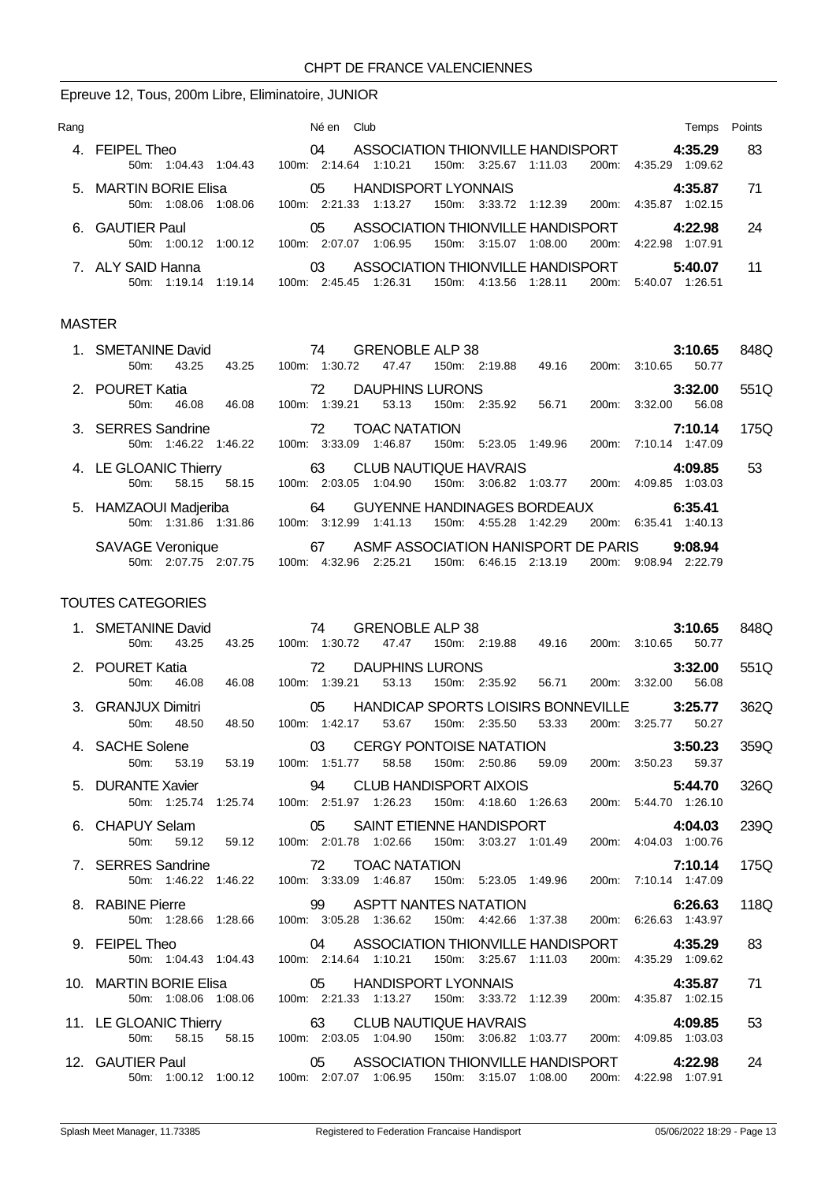CHPT DE FRANCE VALENCIENNES

## Epreuve 12, Tous, 200m Libre, Eliminatoire, JUNIOR

| Rang | Nom | Né en | Club | 50m | | 100m | | 150m | | 200m | | Temps | Points |
|---|---|---|---|---|---|---|---|---|---|---|---|---|---|
| 4. | FEIPEL Theo | 04 | ASSOCIATION THIONVILLE HANDISPORT | 1:04.43 | 1:04.43 | 2:14.64 | 1:10.21 | 3:25.67 | 1:11.03 | 4:35.29 | 1:09.62 | **4:35.29** | 83 |
| 5. | MARTIN BORIE Elisa | 05 | HANDISPORT LYONNAIS | 1:08.06 | 1:08.06 | 2:21.33 | 1:13.27 | 3:33.72 | 1:12.39 | 4:35.87 | 1:02.15 | **4:35.87** | 71 |
| 6. | GAUTIER Paul | 05 | ASSOCIATION THIONVILLE HANDISPORT | 1:00.12 | 1:00.12 | 2:07.07 | 1:06.95 | 3:15.07 | 1:08.00 | 4:22.98 | 1:07.91 | **4:22.98** | 24 |
| 7. | ALY SAID Hanna | 03 | ASSOCIATION THIONVILLE HANDISPORT | 1:19.14 | 1:19.14 | 2:45.45 | 1:26.31 | 4:13.56 | 1:28.11 | 5:40.07 | 1:26.51 | **5:40.07** | 11 |

### MASTER

| Rang | Nom | Né en | Club | 50m | | 100m | | 150m | | 200m | | Temps | Points |
|---|---|---|---|---|---|---|---|---|---|---|---|---|---|
| 1. | SMETANINE David | 74 | GRENOBLE ALP 38 | 43.25 | 43.25 | 1:30.72 | 47.47 | 2:19.88 | 49.16 | 3:10.65 | 50.77 | **3:10.65** | 848Q |
| 2. | POURET Katia | 72 | DAUPHINS LURONS | 46.08 | 46.08 | 1:39.21 | 53.13 | 2:35.92 | 56.71 | 3:32.00 | 56.08 | **3:32.00** | 551Q |
| 3. | SERRES Sandrine | 72 | TOAC NATATION | 1:46.22 | 1:46.22 | 3:33.09 | 1:46.87 | 5:23.05 | 1:49.96 | 7:10.14 | 1:47.09 | **7:10.14** | 175Q |
| 4. | LE GLOANIC Thierry | 63 | CLUB NAUTIQUE HAVRAIS | 58.15 | 58.15 | 2:03.05 | 1:04.90 | 3:06.82 | 1:03.77 | 4:09.85 | 1:03.03 | **4:09.85** | 53 |
| 5. | HAMZAOUI Madjeriba | 64 | GUYENNE HANDINAGES BORDEAUX | 1:31.86 | 1:31.86 | 3:12.99 | 1:41.13 | 4:55.28 | 1:42.29 | 6:35.41 | 1:40.13 | **6:35.41** | |
| | SAVAGE Veronique | 67 | ASMF ASSOCIATION HANISPORT DE PARIS | 2:07.75 | 2:07.75 | 4:32.96 | 2:25.21 | 6:46.15 | 2:13.19 | 9:08.94 | 2:22.79 | **9:08.94** | |

### TOUTES CATEGORIES

| Rang | Nom | Né en | Club | 50m | | 100m | | 150m | | 200m | | Temps | Points |
|---|---|---|---|---|---|---|---|---|---|---|---|---|---|
| 1. | SMETANINE David | 74 | GRENOBLE ALP 38 | 43.25 | 43.25 | 1:30.72 | 47.47 | 2:19.88 | 49.16 | 3:10.65 | 50.77 | **3:10.65** | 848Q |
| 2. | POURET Katia | 72 | DAUPHINS LURONS | 46.08 | 46.08 | 1:39.21 | 53.13 | 2:35.92 | 56.71 | 3:32.00 | 56.08 | **3:32.00** | 551Q |
| 3. | GRANJUX Dimitri | 05 | HANDICAP SPORTS LOISIRS BONNEVILLE | 48.50 | 48.50 | 1:42.17 | 53.67 | 2:35.50 | 53.33 | 3:25.77 | 50.27 | **3:25.77** | 362Q |
| 4. | SACHE Solene | 03 | CERGY PONTOISE NATATION | 53.19 | 53.19 | 1:51.77 | 58.58 | 2:50.86 | 59.09 | 3:50.23 | 59.37 | **3:50.23** | 359Q |
| 5. | DURANTE Xavier | 94 | CLUB HANDISPORT AIXOIS | 1:25.74 | 1:25.74 | 2:51.97 | 1:26.23 | 4:18.60 | 1:26.63 | 5:44.70 | 1:26.10 | **5:44.70** | 326Q |
| 6. | CHAPUY Selam | 05 | SAINT ETIENNE HANDISPORT | 59.12 | 59.12 | 2:01.78 | 1:02.66 | 3:03.27 | 1:01.49 | 4:04.03 | 1:00.76 | **4:04.03** | 239Q |
| 7. | SERRES Sandrine | 72 | TOAC NATATION | 1:46.22 | 1:46.22 | 3:33.09 | 1:46.87 | 5:23.05 | 1:49.96 | 7:10.14 | 1:47.09 | **7:10.14** | 175Q |
| 8. | RABINE Pierre | 99 | ASPTT NANTES NATATION | 1:28.66 | 1:28.66 | 3:05.28 | 1:36.62 | 4:42.66 | 1:37.38 | 6:26.63 | 1:43.97 | **6:26.63** | 118Q |
| 9. | FEIPEL Theo | 04 | ASSOCIATION THIONVILLE HANDISPORT | 1:04.43 | 1:04.43 | 2:14.64 | 1:10.21 | 3:25.67 | 1:11.03 | 4:35.29 | 1:09.62 | **4:35.29** | 83 |
| 10. | MARTIN BORIE Elisa | 05 | HANDISPORT LYONNAIS | 1:08.06 | 1:08.06 | 2:21.33 | 1:13.27 | 3:33.72 | 1:12.39 | 4:35.87 | 1:02.15 | **4:35.87** | 71 |
| 11. | LE GLOANIC Thierry | 63 | CLUB NAUTIQUE HAVRAIS | 58.15 | 58.15 | 2:03.05 | 1:04.90 | 3:06.82 | 1:03.77 | 4:09.85 | 1:03.03 | **4:09.85** | 53 |
| 12. | GAUTIER Paul | 05 | ASSOCIATION THIONVILLE HANDISPORT | 1:00.12 | 1:00.12 | 2:07.07 | 1:06.95 | 3:15.07 | 1:08.00 | 4:22.98 | 1:07.91 | **4:22.98** | 24 |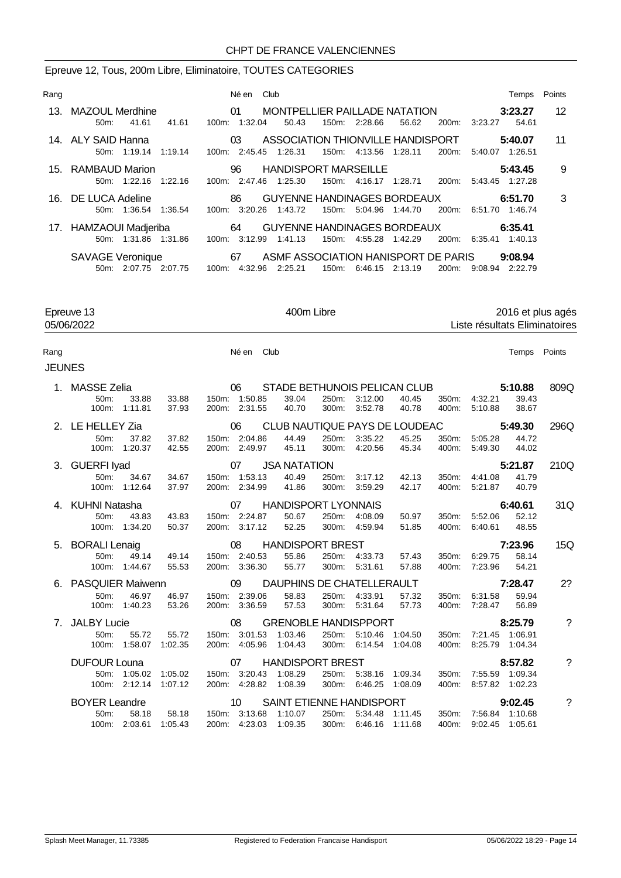CHPT DE FRANCE VALENCIENNES

## Epreuve 12, Tous, 200m Libre, Eliminatoire, TOUTES CATEGORIES

| Rang | Nom | Né en | Club | Temps | Points |
|---|---|---|---|---|---|
| 13. | MAZOUL Merdhine | 01 | MONTPELLIER PAILLADE NATATION | 3:23.27 | 12 |
| | 50m: 41.61 41.61 | 100m: 1:32.04 50.43 | 150m: 2:28.66 56.62 | 200m: 3:23.27 54.61 | |
| 14. | ALY SAID Hanna | 03 | ASSOCIATION THIONVILLE HANDISPORT | 5:40.07 | 11 |
| | 50m: 1:19.14 1:19.14 | 100m: 2:45.45 1:26.31 | 150m: 4:13.56 1:28.11 | 200m: 5:40.07 1:26.51 | |
| 15. | RAMBAUD Marion | 96 | HANDISPORT MARSEILLE | 5:43.45 | 9 |
| | 50m: 1:22.16 1:22.16 | 100m: 2:47.46 1:25.30 | 150m: 4:16.17 1:28.71 | 200m: 5:43.45 1:27.28 | |
| 16. | DE LUCA Adeline | 86 | GUYENNE HANDINAGES BORDEAUX | 6:51.70 | 3 |
| | 50m: 1:36.54 1:36.54 | 100m: 3:20.26 1:43.72 | 150m: 5:04.96 1:44.70 | 200m: 6:51.70 1:46.74 | |
| 17. | HAMZAOUI Madjeriba | 64 | GUYENNE HANDINAGES BORDEAUX | 6:35.41 | |
| | 50m: 1:31.86 1:31.86 | 100m: 3:12.99 1:41.13 | 150m: 4:55.28 1:42.29 | 200m: 6:35.41 1:40.13 | |
| | SAVAGE Veronique | 67 | ASMF ASSOCIATION HANISPORT DE PARIS | 9:08.94 | |
| | 50m: 2:07.75 2:07.75 | 100m: 4:32.96 2:25.21 | 150m: 6:46.15 2:13.19 | 200m: 9:08.94 2:22.79 | |

## Epreuve 13 — 400m Libre — 2016 et plus agés

05/06/2022 — Liste résultats Eliminatoires

### JEUNES

| Rang | Nom | Né en | Club | | | Temps | Points |
|---|---|---|---|---|---|---|---|
| 1. | MASSE Zelia | 06 | STADE BETHUNOIS PELICAN CLUB | | | 5:10.88 | 809Q |
| | 50m: 33.88 33.88 | 150m: 1:50.85 39.04 | 250m: 3:12.00 40.45 | 350m: 4:32.21 39.43 | | | |
| | 100m: 1:11.81 37.93 | 200m: 2:31.55 40.70 | 300m: 3:52.78 40.78 | 400m: 5:10.88 38.67 | | | |
| 2. | LE HELLEY Zia | 06 | CLUB NAUTIQUE PAYS DE LOUDEAC | | | 5:49.30 | 296Q |
| | 50m: 37.82 37.82 | 150m: 2:04.86 44.49 | 250m: 3:35.22 45.25 | 350m: 5:05.28 44.72 | | | |
| | 100m: 1:20.37 42.55 | 200m: 2:49.97 45.11 | 300m: 4:20.56 45.34 | 400m: 5:49.30 44.02 | | | |
| 3. | GUERFI Iyad | 07 | JSA NATATION | | | 5:21.87 | 210Q |
| | 50m: 34.67 34.67 | 150m: 1:53.13 40.49 | 250m: 3:17.12 42.13 | 350m: 4:41.08 41.79 | | | |
| | 100m: 1:12.64 37.97 | 200m: 2:34.99 41.86 | 300m: 3:59.29 42.17 | 400m: 5:21.87 40.79 | | | |
| 4. | KUHNI Natasha | 07 | HANDISPORT LYONNAIS | | | 6:40.61 | 31Q |
| | 50m: 43.83 43.83 | 150m: 2:24.87 50.67 | 250m: 4:08.09 50.97 | 350m: 5:52.06 52.12 | | | |
| | 100m: 1:34.20 50.37 | 200m: 3:17.12 52.25 | 300m: 4:59.94 51.85 | 400m: 6:40.61 48.55 | | | |
| 5. | BORALI Lenaig | 08 | HANDISPORT BREST | | | 7:23.96 | 15Q |
| | 50m: 49.14 49.14 | 150m: 2:40.53 55.86 | 250m: 4:33.73 57.43 | 350m: 6:29.75 58.14 | | | |
| | 100m: 1:44.67 55.53 | 200m: 3:36.30 55.77 | 300m: 5:31.61 57.88 | 400m: 7:23.96 54.21 | | | |
| 6. | PASQUIER Maiwenn | 09 | DAUPHINS DE CHATELLERAULT | | | 7:28.47 | 2? |
| | 50m: 46.97 46.97 | 150m: 2:39.06 58.83 | 250m: 4:33.91 57.32 | 350m: 6:31.58 59.94 | | | |
| | 100m: 1:40.23 53.26 | 200m: 3:36.59 57.53 | 300m: 5:31.64 57.73 | 400m: 7:28.47 56.89 | | | |
| 7. | JALBY Lucie | 08 | GRENOBLE HANDISPPORT | | | 8:25.79 | ? |
| | 50m: 55.72 55.72 | 150m: 3:01.53 1:03.46 | 250m: 5:10.46 1:04.50 | 350m: 7:21.45 1:06.91 | | | |
| | 100m: 1:58.07 1:02.35 | 200m: 4:05.96 1:04.43 | 300m: 6:14.54 1:04.08 | 400m: 8:25.79 1:04.34 | | | |
| | DUFOUR Louna | 07 | HANDISPORT BREST | | | 8:57.82 | ? |
| | 50m: 1:05.02 1:05.02 | 150m: 3:20.43 1:08.29 | 250m: 5:38.16 1:09.34 | 350m: 7:55.59 1:09.34 | | | |
| | 100m: 2:12.14 1:07.12 | 200m: 4:28.82 1:08.39 | 300m: 6:46.25 1:08.09 | 400m: 8:57.82 1:02.23 | | | |
| | BOYER Leandre | 10 | SAINT ETIENNE HANDISPORT | | | 9:02.45 | ? |
| | 50m: 58.18 58.18 | 150m: 3:13.68 1:10.07 | 250m: 5:34.48 1:11.45 | 350m: 7:56.84 1:10.68 | | | |
| | 100m: 2:03.61 1:05.43 | 200m: 4:23.03 1:09.35 | 300m: 6:46.16 1:11.68 | 400m: 9:02.45 1:05.61 | | | |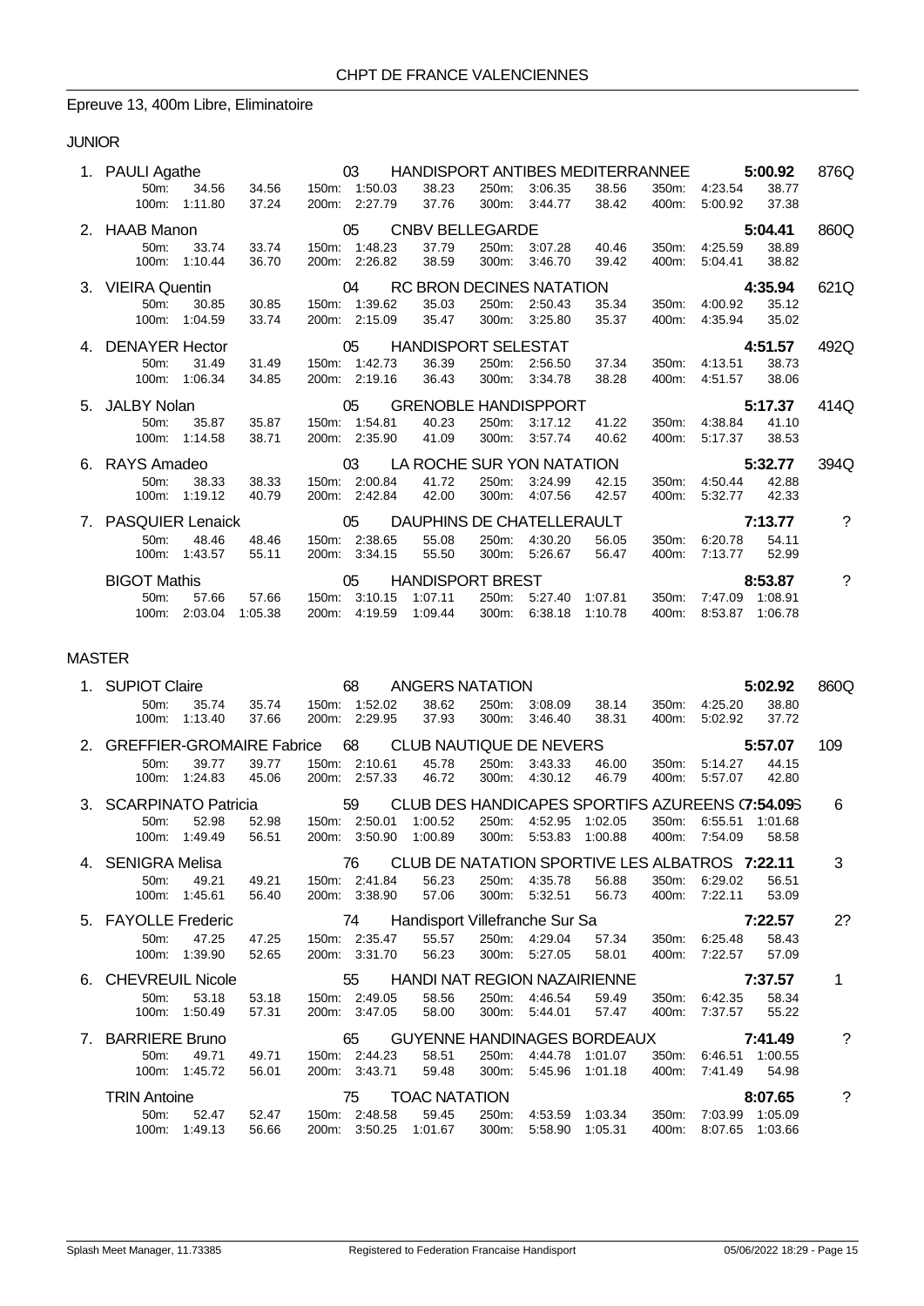CHPT DE FRANCE VALENCIENNES

## Epreuve 13, 400m Libre, Eliminatoire

### JUNIOR

| Rang | Nom | Année | Club | Temps | Points |
|---|---|---|---|---|---|
| 1. | PAULI Agathe | 03 | HANDISPORT ANTIBES MEDITERRANNEE | 5:00.92 | 876Q |
| | 50m: 34.56 34.56 / 100m: 1:11.80 37.24 | | 150m: 1:50.03 38.23 / 200m: 2:27.79 37.76 / 250m: 3:06.35 38.56 / 300m: 3:44.77 38.42 | 350m: 4:23.54 38.77 / 400m: 5:00.92 37.38 | |
| 2. | HAAB Manon | 05 | CNBV BELLEGARDE | 5:04.41 | 860Q |
| | 50m: 33.74 33.74 / 100m: 1:10.44 36.70 | | 150m: 1:48.23 37.79 / 200m: 2:26.82 38.59 / 250m: 3:07.28 40.46 / 300m: 3:46.70 39.42 | 350m: 4:25.59 38.89 / 400m: 5:04.41 38.82 | |
| 3. | VIEIRA Quentin | 04 | RC BRON DECINES NATATION | 4:35.94 | 621Q |
| | 50m: 30.85 30.85 / 100m: 1:04.59 33.74 | | 150m: 1:39.62 35.03 / 200m: 2:15.09 35.47 / 250m: 2:50.43 35.34 / 300m: 3:25.80 35.37 | 350m: 4:00.92 35.12 / 400m: 4:35.94 35.02 | |
| 4. | DENAYER Hector | 05 | HANDISPORT SELESTAT | 4:51.57 | 492Q |
| | 50m: 31.49 31.49 / 100m: 1:06.34 34.85 | | 150m: 1:42.73 36.39 / 200m: 2:19.16 36.43 / 250m: 2:56.50 37.34 / 300m: 3:34.78 38.28 | 350m: 4:13.51 38.73 / 400m: 4:51.57 38.06 | |
| 5. | JALBY Nolan | 05 | GRENOBLE HANDISPPORT | 5:17.37 | 414Q |
| | 50m: 35.87 35.87 / 100m: 1:14.58 38.71 | | 150m: 1:54.81 40.23 / 200m: 2:35.90 41.09 / 250m: 3:17.12 41.22 / 300m: 3:57.74 40.62 | 350m: 4:38.84 41.10 / 400m: 5:17.37 38.53 | |
| 6. | RAYS Amadeo | 03 | LA ROCHE SUR YON NATATION | 5:32.77 | 394Q |
| | 50m: 38.33 38.33 / 100m: 1:19.12 40.79 | | 150m: 2:00.84 41.72 / 200m: 2:42.84 42.00 / 250m: 3:24.99 42.15 / 300m: 4:07.56 42.57 | 350m: 4:50.44 42.88 / 400m: 5:32.77 42.33 | |
| 7. | PASQUIER Lenaick | 05 | DAUPHINS DE CHATELLERAULT | 7:13.77 | ? |
| | 50m: 48.46 48.46 / 100m: 1:43.57 55.11 | | 150m: 2:38.65 55.08 / 200m: 3:34.15 55.50 / 250m: 4:30.20 56.05 / 300m: 5:26.67 56.47 | 350m: 6:20.78 54.11 / 400m: 7:13.77 52.99 | |
| | BIGOT Mathis | 05 | HANDISPORT BREST | 8:53.87 | ? |
| | 50m: 57.66 57.66 / 100m: 2:03.04 1:05.38 | | 150m: 3:10.15 1:07.11 / 200m: 4:19.59 1:09.44 / 250m: 5:27.40 1:07.81 / 300m: 6:38.18 1:10.78 | 350m: 7:47.09 1:08.91 / 400m: 8:53.87 1:06.78 | |

### MASTER

| Rang | Nom | Année | Club | Temps | Points |
|---|---|---|---|---|---|
| 1. | SUPIOT Claire | 68 | ANGERS NATATION | 5:02.92 | 860Q |
| | 50m: 35.74 35.74 / 100m: 1:13.40 37.66 | | 150m: 1:52.02 38.62 / 200m: 2:29.95 37.93 / 250m: 3:08.09 38.14 / 300m: 3:46.40 38.31 | 350m: 4:25.20 38.80 / 400m: 5:02.92 37.72 | |
| 2. | GREFFIER-GROMAIRE Fabrice | 68 | CLUB NAUTIQUE DE NEVERS | 5:57.07 | 109 |
| | 50m: 39.77 39.77 / 100m: 1:24.83 45.06 | | 150m: 2:10.61 45.78 / 200m: 2:57.33 46.72 / 250m: 3:43.33 46.00 / 300m: 4:30.12 46.79 | 350m: 5:14.27 44.15 / 400m: 5:57.07 42.80 | |
| 3. | SCARPINATO Patricia | 59 | CLUB DES HANDICAPES SPORTIFS AZUREENS ( | 7:54.09S | 6 |
| | 50m: 52.98 52.98 / 100m: 1:49.49 56.51 | | 150m: 2:50.01 1:00.52 / 200m: 3:50.90 1:00.89 / 250m: 4:52.95 1:02.05 / 300m: 5:53.83 1:00.88 | 350m: 6:55.51 1:01.68 / 400m: 7:54.09 58.58 | |
| 4. | SENIGRA Melisa | 76 | CLUB DE NATATION SPORTIVE LES ALBATROS | 7:22.11 | 3 |
| | 50m: 49.21 49.21 / 100m: 1:45.61 56.40 | | 150m: 2:41.84 56.23 / 200m: 3:38.90 57.06 / 250m: 4:35.78 56.88 / 300m: 5:32.51 56.73 | 350m: 6:29.02 56.51 / 400m: 7:22.11 53.09 | |
| 5. | FAYOLLE Frederic | 74 | Handisport Villefranche Sur Sa | 7:22.57 | 2? |
| | 50m: 47.25 47.25 / 100m: 1:39.90 52.65 | | 150m: 2:35.47 55.57 / 200m: 3:31.70 56.23 / 250m: 4:29.04 57.34 / 300m: 5:27.05 58.01 | 350m: 6:25.48 58.43 / 400m: 7:22.57 57.09 | |
| 6. | CHEVREUIL Nicole | 55 | HANDI NAT REGION NAZAIRIENNE | 7:37.57 | 1 |
| | 50m: 53.18 53.18 / 100m: 1:50.49 57.31 | | 150m: 2:49.05 58.56 / 200m: 3:47.05 58.00 / 250m: 4:46.54 59.49 / 300m: 5:44.01 57.47 | 350m: 6:42.35 58.34 / 400m: 7:37.57 55.22 | |
| 7. | BARRIERE Bruno | 65 | GUYENNE HANDINAGES BORDEAUX | 7:41.49 | ? |
| | 50m: 49.71 49.71 / 100m: 1:45.72 56.01 | | 150m: 2:44.23 58.51 / 200m: 3:43.71 59.48 / 250m: 4:44.78 1:01.07 / 300m: 5:45.96 1:01.18 | 350m: 6:46.51 1:00.55 / 400m: 7:41.49 54.98 | |
| | TRIN Antoine | 75 | TOAC NATATION | 8:07.65 | ? |
| | 50m: 52.47 52.47 / 100m: 1:49.13 56.66 | | 150m: 2:48.58 59.45 / 200m: 3:50.25 1:01.67 / 250m: 4:53.59 1:03.34 / 300m: 5:58.90 1:05.31 | 350m: 7:03.99 1:05.09 / 400m: 8:07.65 1:03.66 | |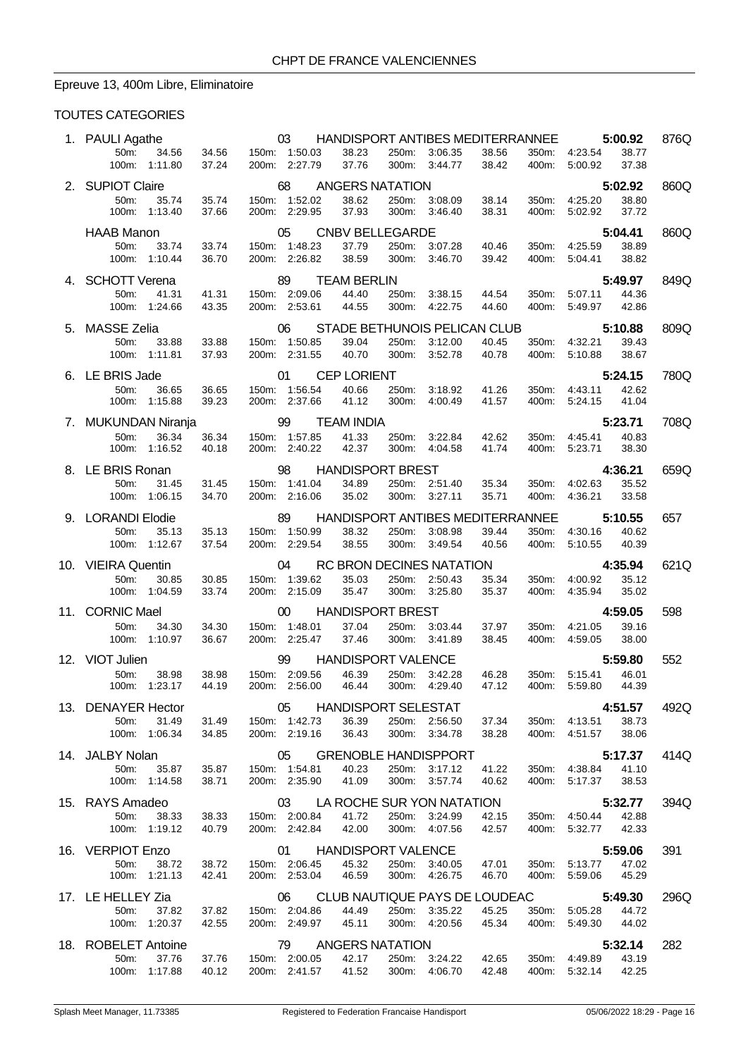CHPT DE FRANCE VALENCIENNES

## Epreuve 13, 400m Libre, Eliminatoire

### TOUTES CATEGORIES

1. PAULI Agathe 03 HANDISPORT ANTIBES MEDITERRANNEE **5:00.92** 876Q
   50m: 34.56 34.56 150m: 1:50.03 38.23 250m: 3:06.35 38.56 350m: 4:23.54 38.77
   100m: 1:11.80 37.24 200m: 2:27.79 37.76 300m: 3:44.77 38.42 400m: 5:00.92 37.38

2. SUPIOT Claire 68 ANGERS NATATION **5:02.92** 860Q
   50m: 35.74 35.74 150m: 1:52.02 38.62 250m: 3:08.09 38.14 350m: 4:25.20 38.80
   100m: 1:13.40 37.66 200m: 2:29.95 37.93 300m: 3:46.40 38.31 400m: 5:02.92 37.72

   HAAB Manon 05 CNBV BELLEGARDE **5:04.41** 860Q
   50m: 33.74 33.74 150m: 1:48.23 37.79 250m: 3:07.28 40.46 350m: 4:25.59 38.89
   100m: 1:10.44 36.70 200m: 2:26.82 38.59 300m: 3:46.70 39.42 400m: 5:04.41 38.82

4. SCHOTT Verena 89 TEAM BERLIN **5:49.97** 849Q
   50m: 41.31 41.31 150m: 2:09.06 44.40 250m: 3:38.15 44.54 350m: 5:07.11 44.36
   100m: 1:24.66 43.35 200m: 2:53.61 44.55 300m: 4:22.75 44.60 400m: 5:49.97 42.86

5. MASSE Zelia 06 STADE BETHUNOIS PELICAN CLUB **5:10.88** 809Q
   50m: 33.88 33.88 150m: 1:50.85 39.04 250m: 3:12.00 40.45 350m: 4:32.21 39.43
   100m: 1:11.81 37.93 200m: 2:31.55 40.70 300m: 3:52.78 40.78 400m: 5:10.88 38.67

6. LE BRIS Jade 01 CEP LORIENT **5:24.15** 780Q
   50m: 36.65 36.65 150m: 1:56.54 40.66 250m: 3:18.92 41.26 350m: 4:43.11 42.62
   100m: 1:15.88 39.23 200m: 2:37.66 41.12 300m: 4:00.49 41.57 400m: 5:24.15 41.04

7. MUKUNDAN Niranja 99 TEAM INDIA **5:23.71** 708Q
   50m: 36.34 36.34 150m: 1:57.85 41.33 250m: 3:22.84 42.62 350m: 4:45.41 40.83
   100m: 1:16.52 40.18 200m: 2:40.22 42.37 300m: 4:04.58 41.74 400m: 5:23.71 38.30

8. LE BRIS Ronan 98 HANDISPORT BREST **4:36.21** 659Q
   50m: 31.45 31.45 150m: 1:41.04 34.89 250m: 2:51.40 35.34 350m: 4:02.63 35.52
   100m: 1:06.15 34.70 200m: 2:16.06 35.02 300m: 3:27.11 35.71 400m: 4:36.21 33.58

9. LORANDI Elodie 89 HANDISPORT ANTIBES MEDITERRANNEE **5:10.55** 657
   50m: 35.13 35.13 150m: 1:50.99 38.32 250m: 3:08.98 39.44 350m: 4:30.16 40.62
   100m: 1:12.67 37.54 200m: 2:29.54 38.55 300m: 3:49.54 40.56 400m: 5:10.55 40.39

10. VIEIRA Quentin 04 RC BRON DECINES NATATION **4:35.94** 621Q
    50m: 30.85 30.85 150m: 1:39.62 35.03 250m: 2:50.43 35.34 350m: 4:00.92 35.12
    100m: 1:04.59 33.74 200m: 2:15.09 35.47 300m: 3:25.80 35.37 400m: 4:35.94 35.02

11. CORNIC Mael 00 HANDISPORT BREST **4:59.05** 598
    50m: 34.30 34.30 150m: 1:48.01 37.04 250m: 3:03.44 37.97 350m: 4:21.05 39.16
    100m: 1:10.97 36.67 200m: 2:25.47 37.46 300m: 3:41.89 38.45 400m: 4:59.05 38.00

12. VIOT Julien 99 HANDISPORT VALENCE **5:59.80** 552
    50m: 38.98 38.98 150m: 2:09.56 46.39 250m: 3:42.28 46.28 350m: 5:15.41 46.01
    100m: 1:23.17 44.19 200m: 2:56.00 46.44 300m: 4:29.40 47.12 400m: 5:59.80 44.39

13. DENAYER Hector 05 HANDISPORT SELESTAT **4:51.57** 492Q
    50m: 31.49 31.49 150m: 1:42.73 36.39 250m: 2:56.50 37.34 350m: 4:13.51 38.73
    100m: 1:06.34 34.85 200m: 2:19.16 36.43 300m: 3:34.78 38.28 400m: 4:51.57 38.06

14. JALBY Nolan 05 GRENOBLE HANDISPPORT **5:17.37** 414Q
    50m: 35.87 35.87 150m: 1:54.81 40.23 250m: 3:17.12 41.22 350m: 4:38.84 41.10
    100m: 1:14.58 38.71 200m: 2:35.90 41.09 300m: 3:57.74 40.62 400m: 5:17.37 38.53

15. RAYS Amadeo 03 LA ROCHE SUR YON NATATION **5:32.77** 394Q
    50m: 38.33 38.33 150m: 2:00.84 41.72 250m: 3:24.99 42.15 350m: 4:50.44 42.88
    100m: 1:19.12 40.79 200m: 2:42.84 42.00 300m: 4:07.56 42.57 400m: 5:32.77 42.33

16. VERPIOT Enzo 01 HANDISPORT VALENCE **5:59.06** 391
    50m: 38.72 38.72 150m: 2:06.45 45.32 250m: 3:40.05 47.01 350m: 5:13.77 47.02
    100m: 1:21.13 42.41 200m: 2:53.04 46.59 300m: 4:26.75 46.70 400m: 5:59.06 45.29

17. LE HELLEY Zia 06 CLUB NAUTIQUE PAYS DE LOUDEAC **5:49.30** 296Q
    50m: 37.82 37.82 150m: 2:04.86 44.49 250m: 3:35.22 45.25 350m: 5:05.28 44.72
    100m: 1:20.37 42.55 200m: 2:49.97 45.11 300m: 4:20.56 45.34 400m: 5:49.30 44.02

18. ROBELET Antoine 79 ANGERS NATATION **5:32.14** 282
    50m: 37.76 37.76 150m: 2:00.05 42.17 250m: 3:24.22 42.65 350m: 4:49.89 43.19
    100m: 1:17.88 40.12 200m: 2:41.57 41.52 300m: 4:06.70 42.48 400m: 5:32.14 42.25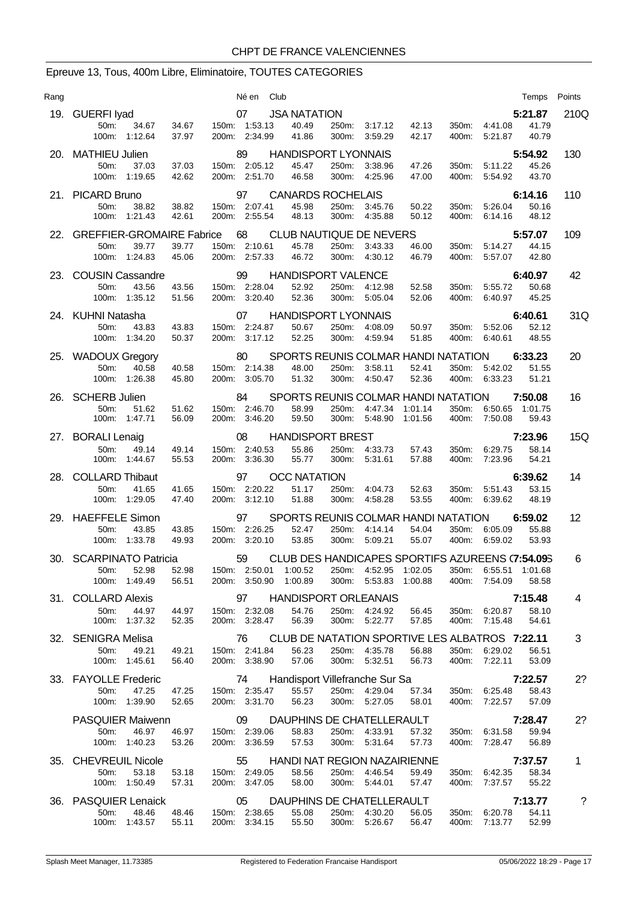CHPT DE FRANCE VALENCIENNES

## Epreuve 13, Tous, 400m Libre, Eliminatoire, TOUTES CATEGORIES

| Rang | Nom | Né en | Club | Temps | Points |
|---|---|---|---|---|---|
| 19. | GUERFI Iyad | 07 | JSA NATATION | 5:21.87 | 210Q |
| | 50m: 34.67 34.67 / 100m: 1:12.64 37.97 / 150m: 1:53.13 40.49 / 200m: 2:34.99 41.86 / 250m: 3:17.12 42.13 / 300m: 3:59.29 42.17 / 350m: 4:41.08 41.79 / 400m: 5:21.87 40.79 | | | | |
| 20. | MATHIEU Julien | 89 | HANDISPORT LYONNAIS | 5:54.92 | 130 |
| | 50m: 37.03 37.03 / 100m: 1:19.65 42.62 / 150m: 2:05.12 45.47 / 200m: 2:51.70 46.58 / 250m: 3:38.96 47.26 / 300m: 4:25.96 47.00 / 350m: 5:11.22 45.26 / 400m: 5:54.92 43.70 | | | | |
| 21. | PICARD Bruno | 97 | CANARDS ROCHELAIS | 6:14.16 | 110 |
| | 50m: 38.82 38.82 / 100m: 1:21.43 42.61 / 150m: 2:07.41 45.98 / 200m: 2:55.54 48.13 / 250m: 3:45.76 50.22 / 300m: 4:35.88 50.12 / 350m: 5:26.04 50.16 / 400m: 6:14.16 48.12 | | | | |
| 22. | GREFFIER-GROMAIRE Fabrice | 68 | CLUB NAUTIQUE DE NEVERS | 5:57.07 | 109 |
| | 50m: 39.77 39.77 / 100m: 1:24.83 45.06 / 150m: 2:10.61 45.78 / 200m: 2:57.33 46.72 / 250m: 3:43.33 46.00 / 300m: 4:30.12 46.79 / 350m: 5:14.27 44.15 / 400m: 5:57.07 42.80 | | | | |
| 23. | COUSIN Cassandre | 99 | HANDISPORT VALENCE | 6:40.97 | 42 |
| | 50m: 43.56 43.56 / 100m: 1:35.12 51.56 / 150m: 2:28.04 52.92 / 200m: 3:20.40 52.36 / 250m: 4:12.98 52.58 / 300m: 5:05.04 52.06 / 350m: 5:55.72 50.68 / 400m: 6:40.97 45.25 | | | | |
| 24. | KUHNI Natasha | 07 | HANDISPORT LYONNAIS | 6:40.61 | 31Q |
| | 50m: 43.83 43.83 / 100m: 1:34.20 50.37 / 150m: 2:24.87 50.67 / 200m: 3:17.12 52.25 / 250m: 4:08.09 50.97 / 300m: 4:59.94 51.85 / 350m: 5:52.06 52.12 / 400m: 6:40.61 48.55 | | | | |
| 25. | WADOUX Gregory | 80 | SPORTS REUNIS COLMAR HANDI NATATION | 6:33.23 | 20 |
| | 50m: 40.58 40.58 / 100m: 1:26.38 45.80 / 150m: 2:14.38 48.00 / 200m: 3:05.70 51.32 / 250m: 3:58.11 52.41 / 300m: 4:50.47 52.36 / 350m: 5:42.02 51.55 / 400m: 6:33.23 51.21 | | | | |
| 26. | SCHERB Julien | 84 | SPORTS REUNIS COLMAR HANDI NATATION | 7:50.08 | 16 |
| | 50m: 51.62 51.62 / 100m: 1:47.71 56.09 / 150m: 2:46.70 58.99 / 200m: 3:46.20 59.50 / 250m: 4:47.34 1:01.14 / 300m: 5:48.90 1:01.56 / 350m: 6:50.65 1:01.75 / 400m: 7:50.08 59.43 | | | | |
| 27. | BORALI Lenaig | 08 | HANDISPORT BREST | 7:23.96 | 15Q |
| | 50m: 49.14 49.14 / 100m: 1:44.67 55.53 / 150m: 2:40.53 55.86 / 200m: 3:36.30 55.77 / 250m: 4:33.73 57.43 / 300m: 5:31.61 57.88 / 350m: 6:29.75 58.14 / 400m: 7:23.96 54.21 | | | | |
| 28. | COLLARD Thibaut | 97 | OCC NATATION | 6:39.62 | 14 |
| | 50m: 41.65 41.65 / 100m: 1:29.05 47.40 / 150m: 2:20.22 51.17 / 200m: 3:12.10 51.88 / 250m: 4:04.73 52.63 / 300m: 4:58.28 53.55 / 350m: 5:51.43 53.15 / 400m: 6:39.62 48.19 | | | | |
| 29. | HAEFFELE Simon | 97 | SPORTS REUNIS COLMAR HANDI NATATION | 6:59.02 | 12 |
| | 50m: 43.85 43.85 / 100m: 1:33.78 49.93 / 150m: 2:26.25 52.47 / 200m: 3:20.10 53.85 / 250m: 4:14.14 54.04 / 300m: 5:09.21 55.07 / 350m: 6:05.09 55.88 / 400m: 6:59.02 53.93 | | | | |
| 30. | SCARPINATO Patricia | 59 | CLUB DES HANDICAPES SPORTIFS AZUREENS (7:54.09S | | 6 |
| | 50m: 52.98 52.98 / 100m: 1:49.49 56.51 / 150m: 2:50.01 1:00.52 / 200m: 3:50.90 1:00.89 / 250m: 4:52.95 1:02.05 / 300m: 5:53.83 1:00.88 / 350m: 6:55.51 1:01.68 / 400m: 7:54.09 58.58 | | | | |
| 31. | COLLARD Alexis | 97 | HANDISPORT ORLEANAIS | 7:15.48 | 4 |
| | 50m: 44.97 44.97 / 100m: 1:37.32 52.35 / 150m: 2:32.08 54.76 / 200m: 3:28.47 56.39 / 250m: 4:24.92 56.45 / 300m: 5:22.77 57.85 / 350m: 6:20.87 58.10 / 400m: 7:15.48 54.61 | | | | |
| 32. | SENIGRA Melisa | 76 | CLUB DE NATATION SPORTIVE LES ALBATROS | 7:22.11 | 3 |
| | 50m: 49.21 49.21 / 100m: 1:45.61 56.40 / 150m: 2:41.84 56.23 / 200m: 3:38.90 57.06 / 250m: 4:35.78 56.88 / 300m: 5:32.51 56.73 / 350m: 6:29.02 56.51 / 400m: 7:22.11 53.09 | | | | |
| 33. | FAYOLLE Frederic | 74 | Handisport Villefranche Sur Sa | 7:22.57 | 2? |
| | 50m: 47.25 47.25 / 100m: 1:39.90 52.65 / 150m: 2:35.47 55.57 / 200m: 3:31.70 56.23 / 250m: 4:29.04 57.34 / 300m: 5:27.05 58.01 / 350m: 6:25.48 58.43 / 400m: 7:22.57 57.09 | | | | |
| | PASQUIER Maiwenn | 09 | DAUPHINS DE CHATELLERAULT | 7:28.47 | 2? |
| | 50m: 46.97 46.97 / 100m: 1:40.23 53.26 / 150m: 2:39.06 58.83 / 200m: 3:36.59 57.53 / 250m: 4:33.91 57.32 / 300m: 5:31.64 57.73 / 350m: 6:31.58 59.94 / 400m: 7:28.47 56.89 | | | | |
| 35. | CHEVREUIL Nicole | 55 | HANDI NAT REGION NAZAIRIENNE | 7:37.57 | 1 |
| | 50m: 53.18 53.18 / 100m: 1:50.49 57.31 / 150m: 2:49.05 58.56 / 200m: 3:47.05 58.00 / 250m: 4:46.54 59.49 / 300m: 5:44.01 57.47 / 350m: 6:42.35 58.34 / 400m: 7:37.57 55.22 | | | | |
| 36. | PASQUIER Lenaick | 05 | DAUPHINS DE CHATELLERAULT | 7:13.77 | ? |
| | 50m: 48.46 48.46 / 100m: 1:43.57 55.11 / 150m: 2:38.65 55.08 / 200m: 3:34.15 55.50 / 250m: 4:30.20 56.05 / 300m: 5:26.67 56.47 / 350m: 6:20.78 54.11 / 400m: 7:13.77 52.99 | | | | |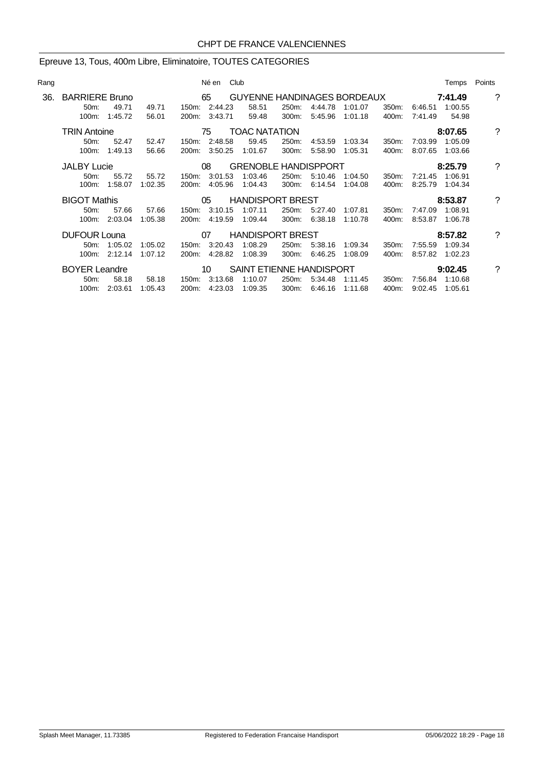CHPT DE FRANCE VALENCIENNES

## Epreuve 13, Tous, 400m Libre, Eliminatoire, TOUTES CATEGORIES

| Rang | Nom | Né en | Club | Temps | Points |
|---|---|---|---|---|---|
| 36. | BARRIERE Bruno | 65 | GUYENNE HANDINAGES BORDEAUX | **7:41.49** | ? |
| | 50m: 49.71 49.71 / 100m: 1:45.72 56.01 | 150m: 2:44.23 58.51 / 200m: 3:43.71 59.48 | 250m: 4:44.78 1:01.07 / 300m: 5:45.96 1:01.18 | 350m: 6:46.51 1:00.55 / 400m: 7:41.49 54.98 | |
| | TRIN Antoine | 75 | TOAC NATATION | **8:07.65** | ? |
| | 50m: 52.47 52.47 / 100m: 1:49.13 56.66 | 150m: 2:48.58 59.45 / 200m: 3:50.25 1:01.67 | 250m: 4:53.59 1:03.34 / 300m: 5:58.90 1:05.31 | 350m: 7:03.99 1:05.09 / 400m: 8:07.65 1:03.66 | |
| | JALBY Lucie | 08 | GRENOBLE HANDISPPORT | **8:25.79** | ? |
| | 50m: 55.72 55.72 / 100m: 1:58.07 1:02.35 | 150m: 3:01.53 1:03.46 / 200m: 4:05.96 1:04.43 | 250m: 5:10.46 1:04.50 / 300m: 6:14.54 1:04.08 | 350m: 7:21.45 1:06.91 / 400m: 8:25.79 1:04.34 | |
| | BIGOT Mathis | 05 | HANDISPORT BREST | **8:53.87** | ? |
| | 50m: 57.66 57.66 / 100m: 2:03.04 1:05.38 | 150m: 3:10.15 1:07.11 / 200m: 4:19.59 1:09.44 | 250m: 5:27.40 1:07.81 / 300m: 6:38.18 1:10.78 | 350m: 7:47.09 1:08.91 / 400m: 8:53.87 1:06.78 | |
| | DUFOUR Louna | 07 | HANDISPORT BREST | **8:57.82** | ? |
| | 50m: 1:05.02 1:05.02 / 100m: 2:12.14 1:07.12 | 150m: 3:20.43 1:08.29 / 200m: 4:28.82 1:08.39 | 250m: 5:38.16 1:09.34 / 300m: 6:46.25 1:08.09 | 350m: 7:55.59 1:09.34 / 400m: 8:57.82 1:02.23 | |
| | BOYER Leandre | 10 | SAINT ETIENNE HANDISPORT | **9:02.45** | ? |
| | 50m: 58.18 58.18 / 100m: 2:03.61 1:05.43 | 150m: 3:13.68 1:10.07 / 200m: 4:23.03 1:09.35 | 250m: 5:34.48 1:11.45 / 300m: 6:46.16 1:11.68 | 350m: 7:56.84 1:10.68 / 400m: 9:02.45 1:05.61 | |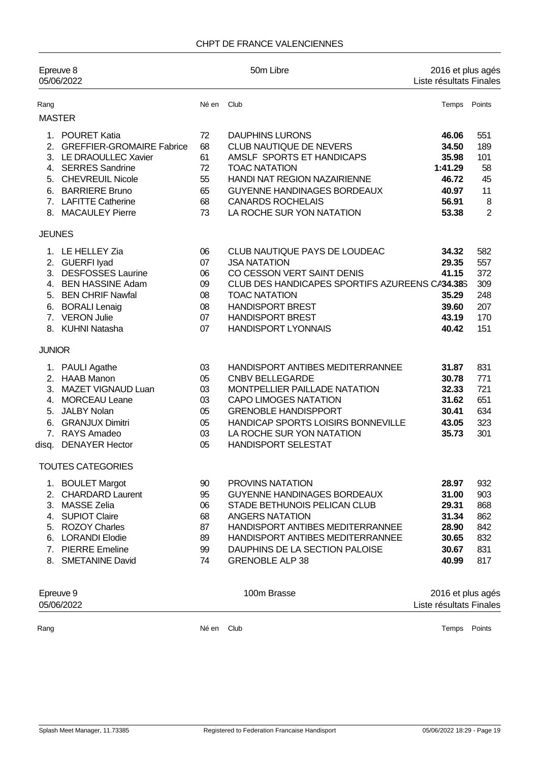CHPT DE FRANCE VALENCIENNES

| Epreuve 8 | 50m Libre | 2016 et plus agés |
|---|---|---|
| 05/06/2022 | | Liste résultats Finales |

| Rang | | Né en | Club | Temps | Points |
|---|---|---|---|---|---|
| **MASTER** | | | | | |
| 1. | POURET Katia | 72 | DAUPHINS LURONS | **46.06** | 551 |
| 2. | GREFFIER-GROMAIRE Fabrice | 68 | CLUB NAUTIQUE DE NEVERS | **34.50** | 189 |
| 3. | LE DRAOULLEC Xavier | 61 | AMSLF SPORTS ET HANDICAPS | **35.98** | 101 |
| 4. | SERRES Sandrine | 72 | TOAC NATATION | **1:41.29** | 58 |
| 5. | CHEVREUIL Nicole | 55 | HANDI NAT REGION NAZAIRIENNE | **46.72** | 45 |
| 6. | BARRIERE Bruno | 65 | GUYENNE HANDINAGES BORDEAUX | **40.97** | 11 |
| 7. | LAFITTE Catherine | 68 | CANARDS ROCHELAIS | **56.91** | 8 |
| 8. | MACAULEY Pierre | 73 | LA ROCHE SUR YON NATATION | **53.38** | 2 |
| **JEUNES** | | | | | |
| 1. | LE HELLEY Zia | 06 | CLUB NAUTIQUE PAYS DE LOUDEAC | **34.32** | 582 |
| 2. | GUERFI Iyad | 07 | JSA NATATION | **29.35** | 557 |
| 3. | DESFOSSES Laurine | 06 | CO CESSON VERT SAINT DENIS | **41.15** | 372 |
| 4. | BEN HASSINE Adam | 09 | CLUB DES HANDICAPES SPORTIFS AZUREENS CA | **34.38** | 309 |
| 5. | BEN CHRIF Nawfal | 08 | TOAC NATATION | **35.29** | 248 |
| 6. | BORALI Lenaig | 08 | HANDISPORT BREST | **39.60** | 207 |
| 7. | VERON Julie | 07 | HANDISPORT BREST | **43.19** | 170 |
| 8. | KUHNI Natasha | 07 | HANDISPORT LYONNAIS | **40.42** | 151 |
| **JUNIOR** | | | | | |
| 1. | PAULI Agathe | 03 | HANDISPORT ANTIBES MEDITERRANNEE | **31.87** | 831 |
| 2. | HAAB Manon | 05 | CNBV BELLEGARDE | **30.78** | 771 |
| 3. | MAZET VIGNAUD Luan | 03 | MONTPELLIER PAILLADE NATATION | **32.33** | 721 |
| 4. | MORCEAU Leane | 03 | CAPO LIMOGES NATATION | **31.62** | 651 |
| 5. | JALBY Nolan | 05 | GRENOBLE HANDISPPORT | **30.41** | 634 |
| 6. | GRANJUX Dimitri | 05 | HANDICAP SPORTS LOISIRS BONNEVILLE | **43.05** | 323 |
| 7. | RAYS Amadeo | 03 | LA ROCHE SUR YON NATATION | **35.73** | 301 |
| disq. | DENAYER Hector | 05 | HANDISPORT SELESTAT | | |
| **TOUTES CATEGORIES** | | | | | |
| 1. | BOULET Margot | 90 | PROVINS NATATION | **28.97** | 932 |
| 2. | CHARDARD Laurent | 95 | GUYENNE HANDINAGES BORDEAUX | **31.00** | 903 |
| 3. | MASSE Zelia | 06 | STADE BETHUNOIS PELICAN CLUB | **29.31** | 868 |
| 4. | SUPIOT Claire | 68 | ANGERS NATATION | **31.34** | 862 |
| 5. | ROZOY Charles | 87 | HANDISPORT ANTIBES MEDITERRANNEE | **28.90** | 842 |
| 6. | LORANDI Elodie | 89 | HANDISPORT ANTIBES MEDITERRANNEE | **30.65** | 832 |
| 7. | PIERRE Emeline | 99 | DAUPHINS DE LA SECTION PALOISE | **30.67** | 831 |
| 8. | SMETANINE David | 74 | GRENOBLE ALP 38 | **40.99** | 817 |

| Epreuve 9 | 100m Brasse | 2016 et plus agés |
|---|---|---|
| 05/06/2022 | | Liste résultats Finales |

| Rang | Né en | Club | Temps | Points |
|---|---|---|---|---|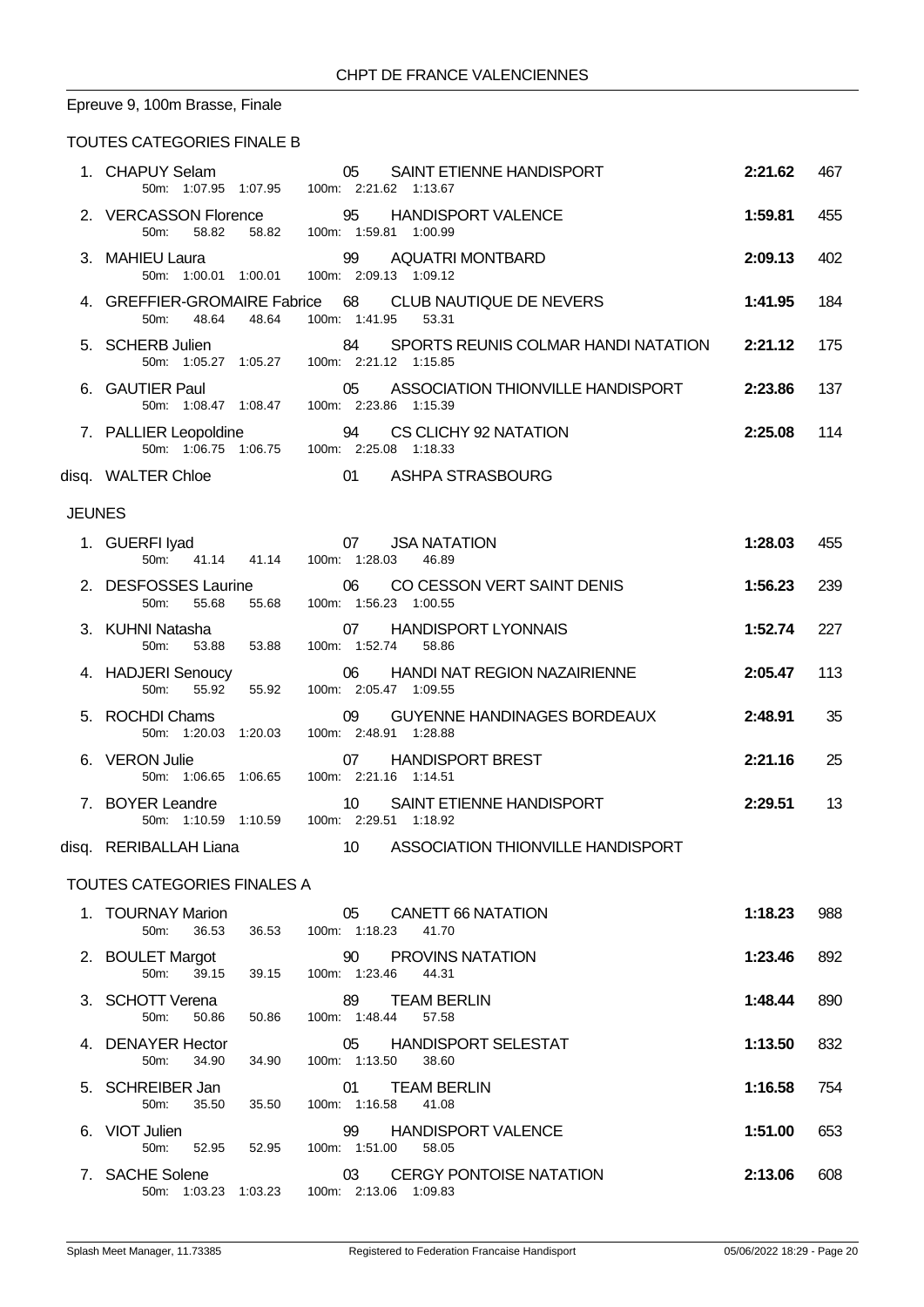CHPT DE FRANCE VALENCIENNES

## Epreuve 9, 100m Brasse, Finale

### TOUTES CATEGORIES FINALE B

| Pl. | Nom | Année | Club | Temps | Points |
|---|---|---|---|---|---|
| 1. | CHAPUY Selam | 05 | SAINT ETIENNE HANDISPORT | 2:21.62 | 467 |
| | 50m: 1:07.95 1:07.95 | | 100m: 2:21.62 1:13.67 | | |
| 2. | VERCASSON Florence | 95 | HANDISPORT VALENCE | 1:59.81 | 455 |
| | 50m: 58.82 58.82 | | 100m: 1:59.81 1:00.99 | | |
| 3. | MAHIEU Laura | 99 | AQUATRI MONTBARD | 2:09.13 | 402 |
| | 50m: 1:00.01 1:00.01 | | 100m: 2:09.13 1:09.12 | | |
| 4. | GREFFIER-GROMAIRE Fabrice | 68 | CLUB NAUTIQUE DE NEVERS | 1:41.95 | 184 |
| | 50m: 48.64 48.64 | | 100m: 1:41.95 53.31 | | |
| 5. | SCHERB Julien | 84 | SPORTS REUNIS COLMAR HANDI NATATION | 2:21.12 | 175 |
| | 50m: 1:05.27 1:05.27 | | 100m: 2:21.12 1:15.85 | | |
| 6. | GAUTIER Paul | 05 | ASSOCIATION THIONVILLE HANDISPORT | 2:23.86 | 137 |
| | 50m: 1:08.47 1:08.47 | | 100m: 2:23.86 1:15.39 | | |
| 7. | PALLIER Leopoldine | 94 | CS CLICHY 92 NATATION | 2:25.08 | 114 |
| | 50m: 1:06.75 1:06.75 | | 100m: 2:25.08 1:18.33 | | |
| disq. | WALTER Chloe | 01 | ASHPA STRASBOURG | | |

### JEUNES

| Pl. | Nom | Année | Club | Temps | Points |
|---|---|---|---|---|---|
| 1. | GUERFI Iyad | 07 | JSA NATATION | 1:28.03 | 455 |
| | 50m: 41.14 41.14 | | 100m: 1:28.03 46.89 | | |
| 2. | DESFOSSES Laurine | 06 | CO CESSON VERT SAINT DENIS | 1:56.23 | 239 |
| | 50m: 55.68 55.68 | | 100m: 1:56.23 1:00.55 | | |
| 3. | KUHNI Natasha | 07 | HANDISPORT LYONNAIS | 1:52.74 | 227 |
| | 50m: 53.88 53.88 | | 100m: 1:52.74 58.86 | | |
| 4. | HADJERI Senoucy | 06 | HANDI NAT REGION NAZAIRIENNE | 2:05.47 | 113 |
| | 50m: 55.92 55.92 | | 100m: 2:05.47 1:09.55 | | |
| 5. | ROCHDI Chams | 09 | GUYENNE HANDINAGES BORDEAUX | 2:48.91 | 35 |
| | 50m: 1:20.03 1:20.03 | | 100m: 2:48.91 1:28.88 | | |
| 6. | VERON Julie | 07 | HANDISPORT BREST | 2:21.16 | 25 |
| | 50m: 1:06.65 1:06.65 | | 100m: 2:21.16 1:14.51 | | |
| 7. | BOYER Leandre | 10 | SAINT ETIENNE HANDISPORT | 2:29.51 | 13 |
| | 50m: 1:10.59 1:10.59 | | 100m: 2:29.51 1:18.92 | | |
| disq. | RERIBALLAH Liana | 10 | ASSOCIATION THIONVILLE HANDISPORT | | |

### TOUTES CATEGORIES FINALES A

| Pl. | Nom | Année | Club | Temps | Points |
|---|---|---|---|---|---|
| 1. | TOURNAY Marion | 05 | CANETT 66 NATATION | 1:18.23 | 988 |
| | 50m: 36.53 36.53 | | 100m: 1:18.23 41.70 | | |
| 2. | BOULET Margot | 90 | PROVINS NATATION | 1:23.46 | 892 |
| | 50m: 39.15 39.15 | | 100m: 1:23.46 44.31 | | |
| 3. | SCHOTT Verena | 89 | TEAM BERLIN | 1:48.44 | 890 |
| | 50m: 50.86 50.86 | | 100m: 1:48.44 57.58 | | |
| 4. | DENAYER Hector | 05 | HANDISPORT SELESTAT | 1:13.50 | 832 |
| | 50m: 34.90 34.90 | | 100m: 1:13.50 38.60 | | |
| 5. | SCHREIBER Jan | 01 | TEAM BERLIN | 1:16.58 | 754 |
| | 50m: 35.50 35.50 | | 100m: 1:16.58 41.08 | | |
| 6. | VIOT Julien | 99 | HANDISPORT VALENCE | 1:51.00 | 653 |
| | 50m: 52.95 52.95 | | 100m: 1:51.00 58.05 | | |
| 7. | SACHE Solene | 03 | CERGY PONTOISE NATATION | 2:13.06 | 608 |
| | 50m: 1:03.23 1:03.23 | | 100m: 2:13.06 1:09.83 | | |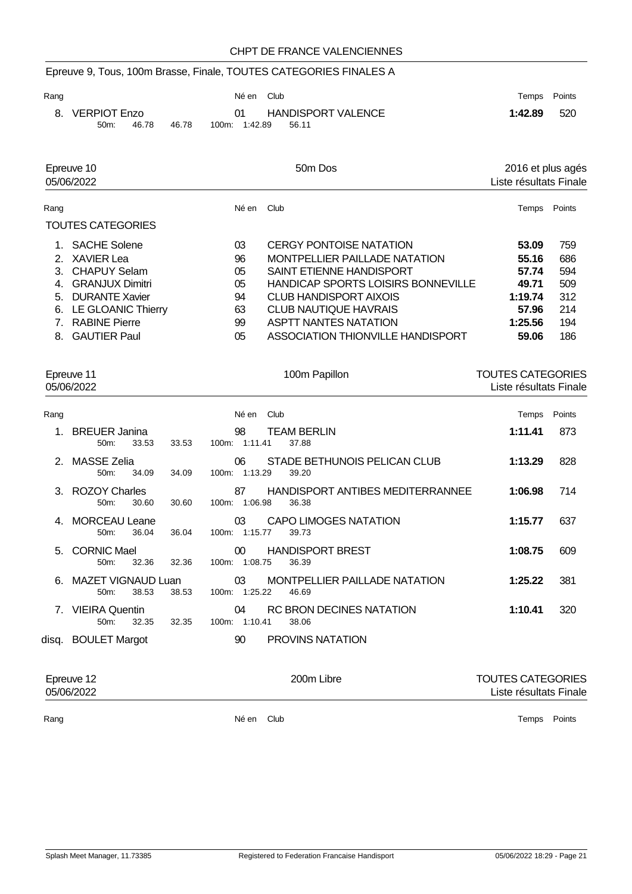CHPT DE FRANCE VALENCIENNES

## Epreuve 9, Tous, 100m Brasse, Finale, TOUTES CATEGORIES FINALES A

| Rang | | Né en | Club | Temps | Points |
|---|---|---|---|---|---|
| 8. | VERPIOT Enzo | 01 | HANDISPORT VALENCE | **1:42.89** | 520 |
| | 50m: 46.78 46.78 | 100m: 1:42.89 56.11 | | | |

## Epreuve 10 — 50m Dos — 2016 et plus agés

05/06/2022 — Liste résultats Finale

| Rang | | Né en | Club | Temps | Points |
|---|---|---|---|---|---|
| **TOUTES CATEGORIES** | | | | | |
| 1. | SACHE Solene | 03 | CERGY PONTOISE NATATION | **53.09** | 759 |
| 2. | XAVIER Lea | 96 | MONTPELLIER PAILLADE NATATION | **55.16** | 686 |
| 3. | CHAPUY Selam | 05 | SAINT ETIENNE HANDISPORT | **57.74** | 594 |
| 4. | GRANJUX Dimitri | 05 | HANDICAP SPORTS LOISIRS BONNEVILLE | **49.71** | 509 |
| 5. | DURANTE Xavier | 94 | CLUB HANDISPORT AIXOIS | **1:19.74** | 312 |
| 6. | LE GLOANIC Thierry | 63 | CLUB NAUTIQUE HAVRAIS | **57.96** | 214 |
| 7. | RABINE Pierre | 99 | ASPTT NANTES NATATION | **1:25.56** | 194 |
| 8. | GAUTIER Paul | 05 | ASSOCIATION THIONVILLE HANDISPORT | **59.06** | 186 |

## Epreuve 11 — 100m Papillon — TOUTES CATEGORIES

05/06/2022 — Liste résultats Finale

| Rang | | Né en | Club | Temps | Points |
|---|---|---|---|---|---|
| 1. | BREUER Janina | 98 | TEAM BERLIN | **1:11.41** | 873 |
| | 50m: 33.53 33.53 | 100m: 1:11.41 37.88 | | | |
| 2. | MASSE Zelia | 06 | STADE BETHUNOIS PELICAN CLUB | **1:13.29** | 828 |
| | 50m: 34.09 34.09 | 100m: 1:13.29 39.20 | | | |
| 3. | ROZOY Charles | 87 | HANDISPORT ANTIBES MEDITERRANNEE | **1:06.98** | 714 |
| | 50m: 30.60 30.60 | 100m: 1:06.98 36.38 | | | |
| 4. | MORCEAU Leane | 03 | CAPO LIMOGES NATATION | **1:15.77** | 637 |
| | 50m: 36.04 36.04 | 100m: 1:15.77 39.73 | | | |
| 5. | CORNIC Mael | 00 | HANDISPORT BREST | **1:08.75** | 609 |
| | 50m: 32.36 32.36 | 100m: 1:08.75 36.39 | | | |
| 6. | MAZET VIGNAUD Luan | 03 | MONTPELLIER PAILLADE NATATION | **1:25.22** | 381 |
| | 50m: 38.53 38.53 | 100m: 1:25.22 46.69 | | | |
| 7. | VIEIRA Quentin | 04 | RC BRON DECINES NATATION | **1:10.41** | 320 |
| | 50m: 32.35 32.35 | 100m: 1:10.41 38.06 | | | |
| disq. | BOULET Margot | 90 | PROVINS NATATION | | |

## Epreuve 12 — 200m Libre — TOUTES CATEGORIES

05/06/2022 — Liste résultats Finale

| Rang | | Né en | Club | Temps | Points |
|---|---|---|---|---|---|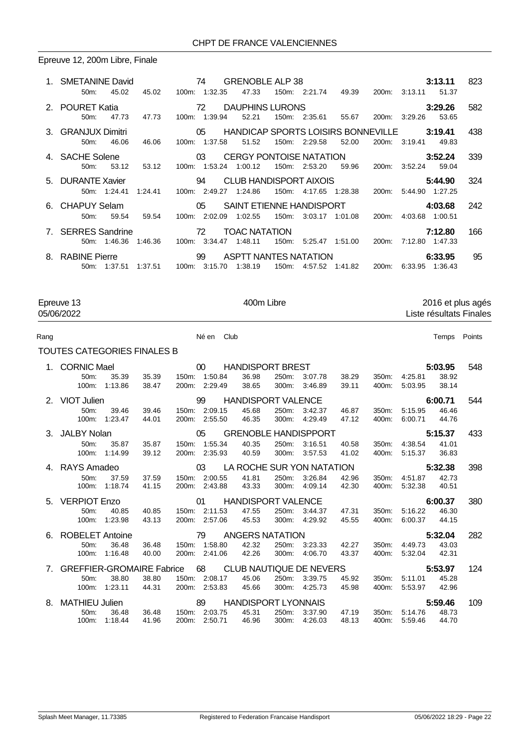CHPT DE FRANCE VALENCIENNES

Epreuve 12, 200m Libre, Finale

| Rang | Nom | Né en | Club | Temps | Points |
|---|---|---|---|---|---|
| 1. | SMETANINE David | 74 | GRENOBLE ALP 38 | 3:13.11 | 823 |
| | 50m: 45.02 45.02 | 100m: 1:32.35 47.33 | 150m: 2:21.74 49.39 | 200m: 3:13.11 51.37 | |
| 2. | POURET Katia | 72 | DAUPHINS LURONS | 3:29.26 | 582 |
| | 50m: 47.73 47.73 | 100m: 1:39.94 52.21 | 150m: 2:35.61 55.67 | 200m: 3:29.26 53.65 | |
| 3. | GRANJUX Dimitri | 05 | HANDICAP SPORTS LOISIRS BONNEVILLE | 3:19.41 | 438 |
| | 50m: 46.06 46.06 | 100m: 1:37.58 51.52 | 150m: 2:29.58 52.00 | 200m: 3:19.41 49.83 | |
| 4. | SACHE Solene | 03 | CERGY PONTOISE NATATION | 3:52.24 | 339 |
| | 50m: 53.12 53.12 | 100m: 1:53.24 1:00.12 | 150m: 2:53.20 59.96 | 200m: 3:52.24 59.04 | |
| 5. | DURANTE Xavier | 94 | CLUB HANDISPORT AIXOIS | 5:44.90 | 324 |
| | 50m: 1:24.41 1:24.41 | 100m: 2:49.27 1:24.86 | 150m: 4:17.65 1:28.38 | 200m: 5:44.90 1:27.25 | |
| 6. | CHAPUY Selam | 05 | SAINT ETIENNE HANDISPORT | 4:03.68 | 242 |
| | 50m: 59.54 59.54 | 100m: 2:02.09 1:02.55 | 150m: 3:03.17 1:01.08 | 200m: 4:03.68 1:00.51 | |
| 7. | SERRES Sandrine | 72 | TOAC NATATION | 7:12.80 | 166 |
| | 50m: 1:46.36 1:46.36 | 100m: 3:34.47 1:48.11 | 150m: 5:25.47 1:51.00 | 200m: 7:12.80 1:47.33 | |
| 8. | RABINE Pierre | 99 | ASPTT NANTES NATATION | 6:33.95 | 95 |
| | 50m: 1:37.51 1:37.51 | 100m: 3:15.70 1:38.19 | 150m: 4:57.52 1:41.82 | 200m: 6:33.95 1:36.43 | |

Epreuve 13 — 400m Libre — 2016 et plus agés

05/06/2022 — Liste résultats Finales

TOUTES CATEGORIES FINALES B

| Rang | Nom | Né en | Club | | | Temps | Points |
|---|---|---|---|---|---|---|---|
| 1. | CORNIC Mael | 00 | HANDISPORT BREST | | | 5:03.95 | 548 |
| | 50m: 35.39 35.39 | 150m: 1:50.84 36.98 | 250m: 3:07.78 38.29 | 350m: 4:25.81 38.92 | | | |
| | 100m: 1:13.86 38.47 | 200m: 2:29.49 38.65 | 300m: 3:46.89 39.11 | 400m: 5:03.95 38.14 | | | |
| 2. | VIOT Julien | 99 | HANDISPORT VALENCE | | | 6:00.71 | 544 |
| | 50m: 39.46 39.46 | 150m: 2:09.15 45.68 | 250m: 3:42.37 46.87 | 350m: 5:15.95 46.46 | | | |
| | 100m: 1:23.47 44.01 | 200m: 2:55.50 46.35 | 300m: 4:29.49 47.12 | 400m: 6:00.71 44.76 | | | |
| 3. | JALBY Nolan | 05 | GRENOBLE HANDISPPORT | | | 5:15.37 | 433 |
| | 50m: 35.87 35.87 | 150m: 1:55.34 40.35 | 250m: 3:16.51 40.58 | 350m: 4:38.54 41.01 | | | |
| | 100m: 1:14.99 39.12 | 200m: 2:35.93 40.59 | 300m: 3:57.53 41.02 | 400m: 5:15.37 36.83 | | | |
| 4. | RAYS Amadeo | 03 | LA ROCHE SUR YON NATATION | | | 5:32.38 | 398 |
| | 50m: 37.59 37.59 | 150m: 2:00.55 41.81 | 250m: 3:26.84 42.96 | 350m: 4:51.87 42.73 | | | |
| | 100m: 1:18.74 41.15 | 200m: 2:43.88 43.33 | 300m: 4:09.14 42.30 | 400m: 5:32.38 40.51 | | | |
| 5. | VERPIOT Enzo | 01 | HANDISPORT VALENCE | | | 6:00.37 | 380 |
| | 50m: 40.85 40.85 | 150m: 2:11.53 47.55 | 250m: 3:44.37 47.31 | 350m: 5:16.22 46.30 | | | |
| | 100m: 1:23.98 43.13 | 200m: 2:57.06 45.53 | 300m: 4:29.92 45.55 | 400m: 6:00.37 44.15 | | | |
| 6. | ROBELET Antoine | 79 | ANGERS NATATION | | | 5:32.04 | 282 |
| | 50m: 36.48 36.48 | 150m: 1:58.80 42.32 | 250m: 3:23.33 42.27 | 350m: 4:49.73 43.03 | | | |
| | 100m: 1:16.48 40.00 | 200m: 2:41.06 42.26 | 300m: 4:06.70 43.37 | 400m: 5:32.04 42.31 | | | |
| 7. | GREFFIER-GROMAIRE Fabrice | 68 | CLUB NAUTIQUE DE NEVERS | | | 5:53.97 | 124 |
| | 50m: 38.80 38.80 | 150m: 2:08.17 45.06 | 250m: 3:39.75 45.92 | 350m: 5:11.01 45.28 | | | |
| | 100m: 1:23.11 44.31 | 200m: 2:53.83 45.66 | 300m: 4:25.73 45.98 | 400m: 5:53.97 42.96 | | | |
| 8. | MATHIEU Julien | 89 | HANDISPORT LYONNAIS | | | 5:59.46 | 109 |
| | 50m: 36.48 36.48 | 150m: 2:03.75 45.31 | 250m: 3:37.90 47.19 | 350m: 5:14.76 48.73 | | | |
| | 100m: 1:18.44 41.96 | 200m: 2:50.71 46.96 | 300m: 4:26.03 48.13 | 400m: 5:59.46 44.70 | | | |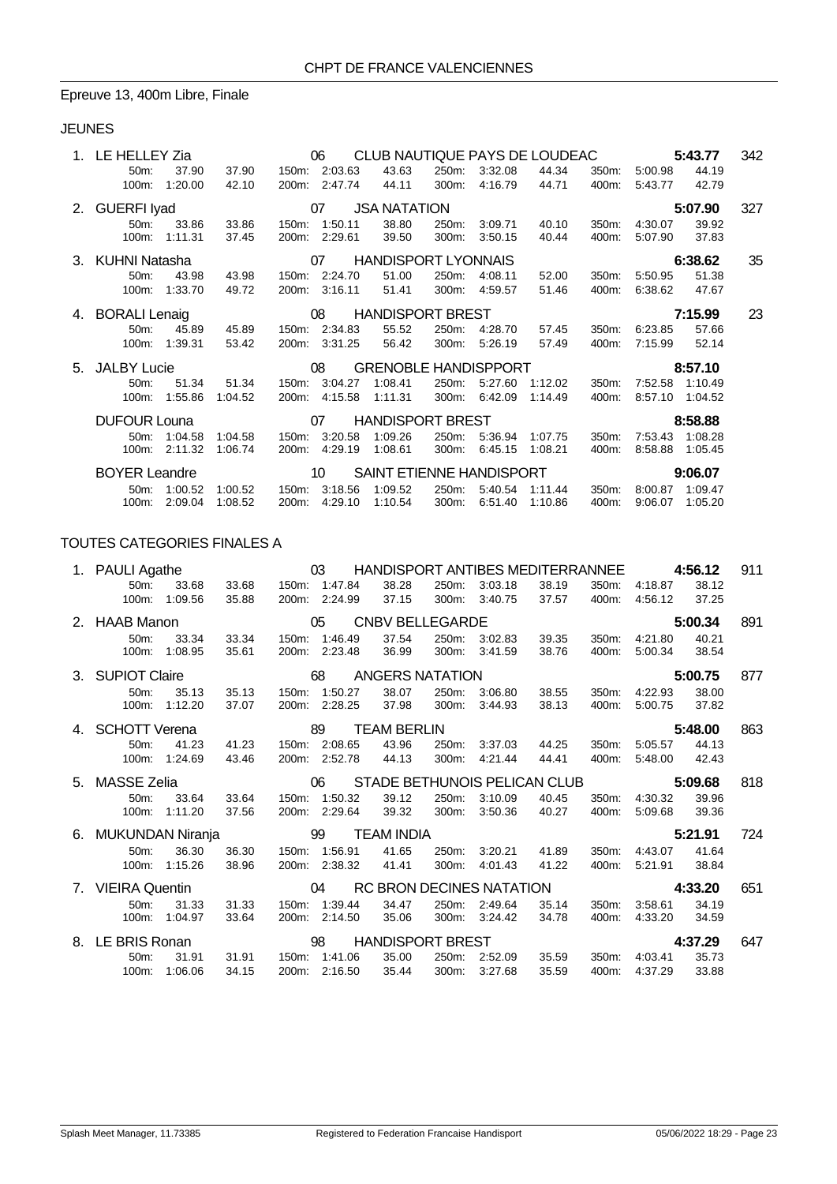CHPT DE FRANCE VALENCIENNES

## Epreuve 13, 400m Libre, Finale

### JEUNES

| Rang | Nom | Année | Club | Temps | Points |
|---|---|---|---|---|---|
| 1. | LE HELLEY Zia | 06 | CLUB NAUTIQUE PAYS DE LOUDEAC | 5:43.77 | 342 |
| | 50m: 37.90 37.90 / 100m: 1:20.00 42.10 | | 150m: 2:03.63 43.63 / 200m: 2:47.74 44.11 / 250m: 3:32.08 44.34 / 300m: 4:16.79 44.71 | 350m: 5:00.98 44.19 / 400m: 5:43.77 42.79 | |
| 2. | GUERFI Iyad | 07 | JSA NATATION | 5:07.90 | 327 |
| | 50m: 33.86 33.86 / 100m: 1:11.31 37.45 | | 150m: 1:50.11 38.80 / 200m: 2:29.61 39.50 / 250m: 3:09.71 40.10 / 300m: 3:50.15 40.44 | 350m: 4:30.07 39.92 / 400m: 5:07.90 37.83 | |
| 3. | KUHNI Natasha | 07 | HANDISPORT LYONNAIS | 6:38.62 | 35 |
| | 50m: 43.98 43.98 / 100m: 1:33.70 49.72 | | 150m: 2:24.70 51.00 / 200m: 3:16.11 51.41 / 250m: 4:08.11 52.00 / 300m: 4:59.57 51.46 | 350m: 5:50.95 51.38 / 400m: 6:38.62 47.67 | |
| 4. | BORALI Lenaig | 08 | HANDISPORT BREST | 7:15.99 | 23 |
| | 50m: 45.89 45.89 / 100m: 1:39.31 53.42 | | 150m: 2:34.83 55.52 / 200m: 3:31.25 56.42 / 250m: 4:28.70 57.45 / 300m: 5:26.19 57.49 | 350m: 6:23.85 57.66 / 400m: 7:15.99 52.14 | |
| 5. | JALBY Lucie | 08 | GRENOBLE HANDISPPORT | 8:57.10 | |
| | 50m: 51.34 51.34 / 100m: 1:55.86 1:04.52 | | 150m: 3:04.27 1:08.41 / 200m: 4:15.58 1:11.31 / 250m: 5:27.60 1:12.02 / 300m: 6:42.09 1:14.49 | 350m: 7:52.58 1:10.49 / 400m: 8:57.10 1:04.52 | |
| | DUFOUR Louna | 07 | HANDISPORT BREST | 8:58.88 | |
| | 50m: 1:04.58 1:04.58 / 100m: 2:11.32 1:06.74 | | 150m: 3:20.58 1:09.26 / 200m: 4:29.19 1:08.61 / 250m: 5:36.94 1:07.75 / 300m: 6:45.15 1:08.21 | 350m: 7:53.43 1:08.28 / 400m: 8:58.88 1:05.45 | |
| | BOYER Leandre | 10 | SAINT ETIENNE HANDISPORT | 9:06.07 | |
| | 50m: 1:00.52 1:00.52 / 100m: 2:09.04 1:08.52 | | 150m: 3:18.56 1:09.52 / 200m: 4:29.10 1:10.54 / 250m: 5:40.54 1:11.44 / 300m: 6:51.40 1:10.86 | 350m: 8:00.87 1:09.47 / 400m: 9:06.07 1:05.20 | |

### TOUTES CATEGORIES FINALES A

| Rang | Nom | Année | Club | Temps | Points |
|---|---|---|---|---|---|
| 1. | PAULI Agathe | 03 | HANDISPORT ANTIBES MEDITERRANNEE | 4:56.12 | 911 |
| | 50m: 33.68 33.68 / 100m: 1:09.56 35.88 | | 150m: 1:47.84 38.28 / 200m: 2:24.99 37.15 / 250m: 3:03.18 38.19 / 300m: 3:40.75 37.57 | 350m: 4:18.87 38.12 / 400m: 4:56.12 37.25 | |
| 2. | HAAB Manon | 05 | CNBV BELLEGARDE | 5:00.34 | 891 |
| | 50m: 33.34 33.34 / 100m: 1:08.95 35.61 | | 150m: 1:46.49 37.54 / 200m: 2:23.48 36.99 / 250m: 3:02.83 39.35 / 300m: 3:41.59 38.76 | 350m: 4:21.80 40.21 / 400m: 5:00.34 38.54 | |
| 3. | SUPIOT Claire | 68 | ANGERS NATATION | 5:00.75 | 877 |
| | 50m: 35.13 35.13 / 100m: 1:12.20 37.07 | | 150m: 1:50.27 38.07 / 200m: 2:28.25 37.98 / 250m: 3:06.80 38.55 / 300m: 3:44.93 38.13 | 350m: 4:22.93 38.00 / 400m: 5:00.75 37.82 | |
| 4. | SCHOTT Verena | 89 | TEAM BERLIN | 5:48.00 | 863 |
| | 50m: 41.23 41.23 / 100m: 1:24.69 43.46 | | 150m: 2:08.65 43.96 / 200m: 2:52.78 44.13 / 250m: 3:37.03 44.25 / 300m: 4:21.44 44.41 | 350m: 5:05.57 44.13 / 400m: 5:48.00 42.43 | |
| 5. | MASSE Zelia | 06 | STADE BETHUNOIS PELICAN CLUB | 5:09.68 | 818 |
| | 50m: 33.64 33.64 / 100m: 1:11.20 37.56 | | 150m: 1:50.32 39.12 / 200m: 2:29.64 39.32 / 250m: 3:10.09 40.45 / 300m: 3:50.36 40.27 | 350m: 4:30.32 39.96 / 400m: 5:09.68 39.36 | |
| 6. | MUKUNDAN Niranja | 99 | TEAM INDIA | 5:21.91 | 724 |
| | 50m: 36.30 36.30 / 100m: 1:15.26 38.96 | | 150m: 1:56.91 41.65 / 200m: 2:38.32 41.41 / 250m: 3:20.21 41.89 / 300m: 4:01.43 41.22 | 350m: 4:43.07 41.64 / 400m: 5:21.91 38.84 | |
| 7. | VIEIRA Quentin | 04 | RC BRON DECINES NATATION | 4:33.20 | 651 |
| | 50m: 31.33 31.33 / 100m: 1:04.97 33.64 | | 150m: 1:39.44 34.47 / 200m: 2:14.50 35.06 / 250m: 2:49.64 35.14 / 300m: 3:24.42 34.78 | 350m: 3:58.61 34.19 / 400m: 4:33.20 34.59 | |
| 8. | LE BRIS Ronan | 98 | HANDISPORT BREST | 4:37.29 | 647 |
| | 50m: 31.91 31.91 / 100m: 1:06.06 34.15 | | 150m: 1:41.06 35.00 / 200m: 2:16.50 35.44 / 250m: 2:52.09 35.59 / 300m: 3:27.68 35.59 | 350m: 4:03.41 35.73 / 400m: 4:37.29 33.88 | |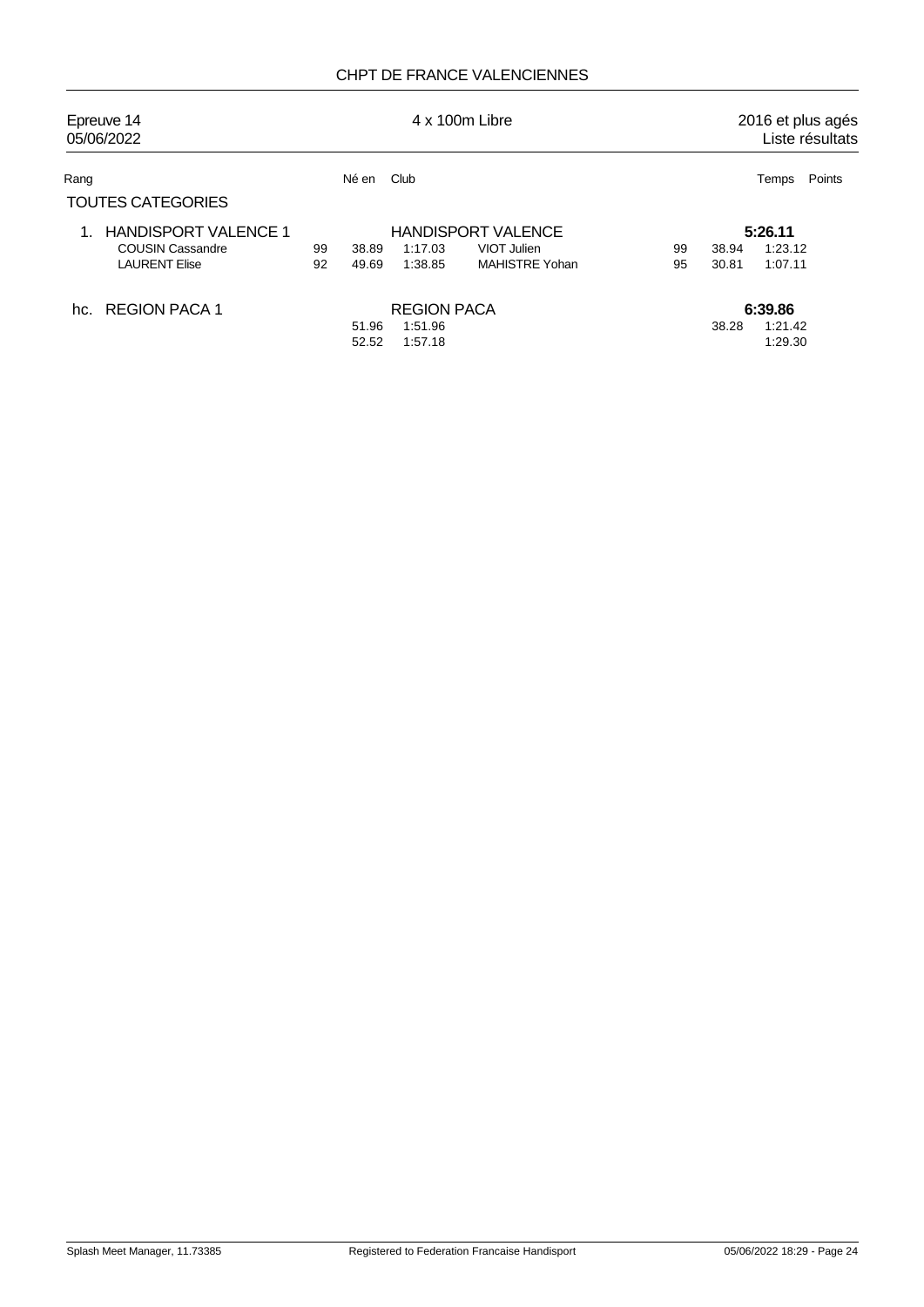CHPT DE FRANCE VALENCIENNES

Epreuve 14 — 4 x 100m Libre — 2016 et plus agés

05/06/2022 — Liste résultats

| Rang | | Né en | Club | | | | | | Temps | Points |
|---|---|---|---|---|---|---|---|---|---|---|
| **TOUTES CATEGORIES** | | | | | | | | | | |
| 1. | HANDISPORT VALENCE 1 | | | HANDISPORT VALENCE | | | | | **5:26.11** | |
| | COUSIN Cassandre | 99 | 38.89 | 1:17.03 | VIOT Julien | 99 | 38.94 | 1:23.12 | | |
| | LAURENT Elise | 92 | 49.69 | 1:38.85 | MAHISTRE Yohan | 95 | 30.81 | 1:07.11 | | |
| hc. | REGION PACA 1 | | | REGION PACA | | | | | **6:39.86** | |
| | | | 51.96 | 1:51.96 | | | 38.28 | 1:21.42 | | |
| | | | 52.52 | 1:57.18 | | | | 1:29.30 | | |